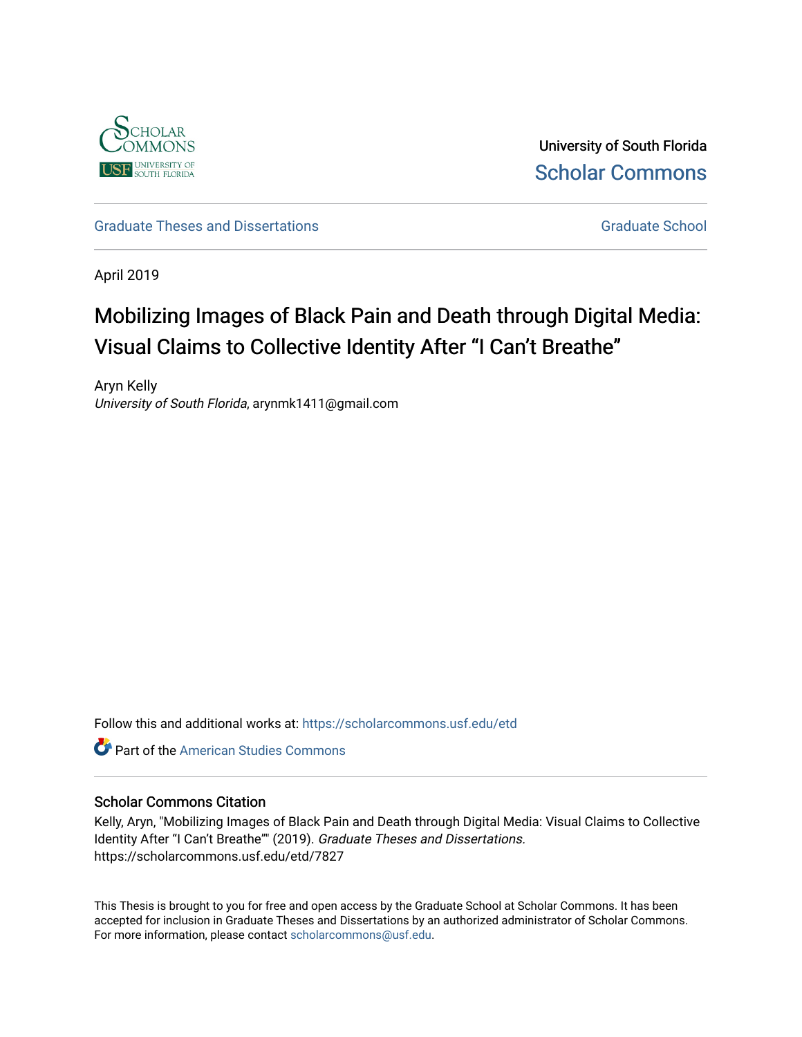University of South Florida

Scholar Commons

Graduate Theses and Dissertations

Graduate School

April 2019

# Mobilizing Images of Black Pain and Death through Digital Media: Visual Claims to Collective Identity After "I Can't Breathe"

Aryn Kelly
*University of South Florida*, arynmk1411@gmail.com

Follow this and additional works at: https://scholarcommons.usf.edu/etd

Part of the American Studies Commons

## Scholar Commons Citation

Kelly, Aryn, "Mobilizing Images of Black Pain and Death through Digital Media: Visual Claims to Collective Identity After "I Can't Breathe"" (2019). *Graduate Theses and Dissertations.* https://scholarcommons.usf.edu/etd/7827

This Thesis is brought to you for free and open access by the Graduate School at Scholar Commons. It has been accepted for inclusion in Graduate Theses and Dissertations by an authorized administrator of Scholar Commons. For more information, please contact scholarcommons@usf.edu.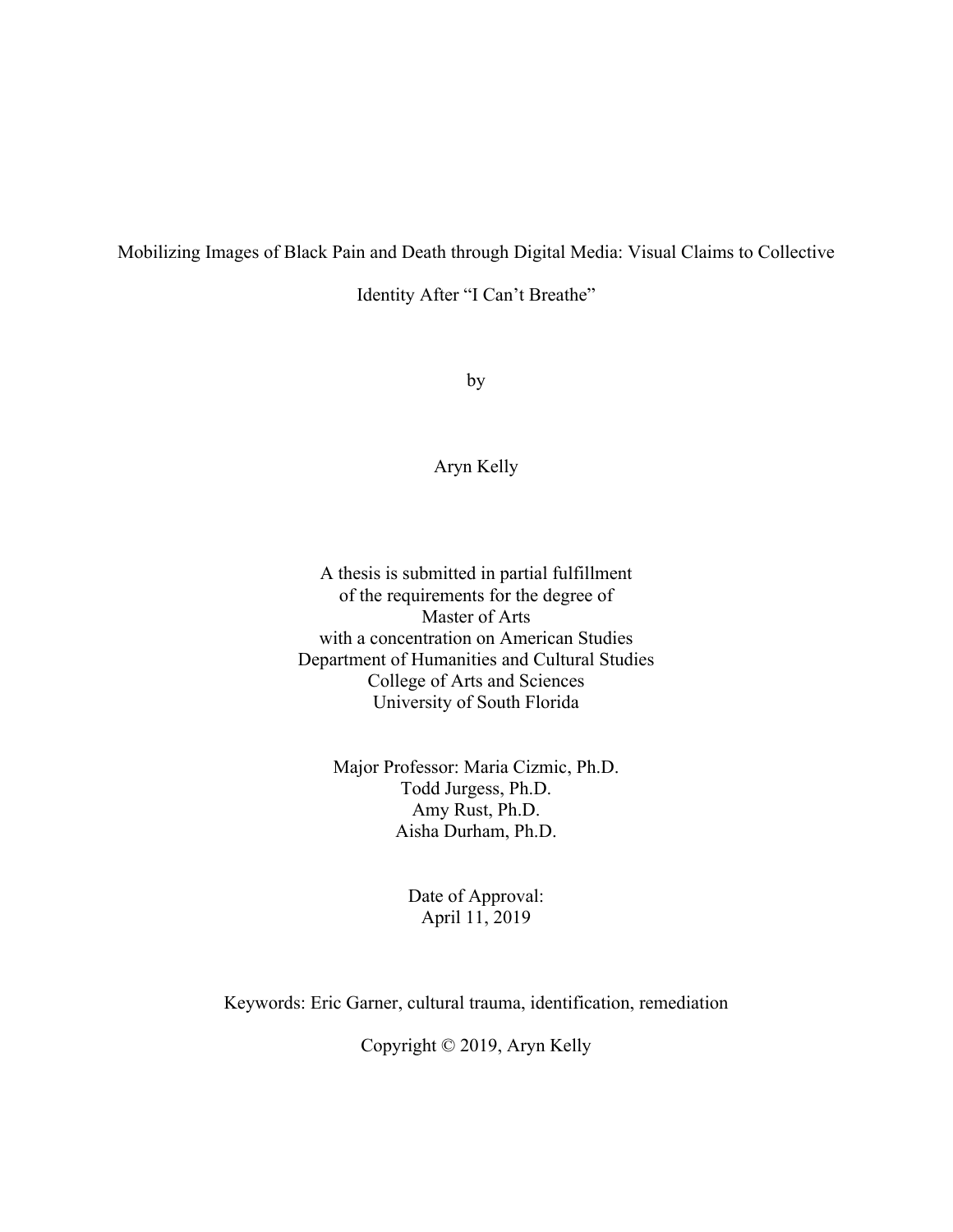# Mobilizing Images of Black Pain and Death through Digital Media: Visual Claims to Collective Identity After "I Can't Breathe"

by

Aryn Kelly

A thesis is submitted in partial fulfillment  
of the requirements for the degree of  
Master of Arts  
with a concentration on American Studies  
Department of Humanities and Cultural Studies  
College of Arts and Sciences  
University of South Florida

Major Professor: Maria Cizmic, Ph.D.  
Todd Jurgess, Ph.D.  
Amy Rust, Ph.D.  
Aisha Durham, Ph.D.

Date of Approval:  
April 11, 2019

Keywords: Eric Garner, cultural trauma, identification, remediation

Copyright © 2019, Aryn Kelly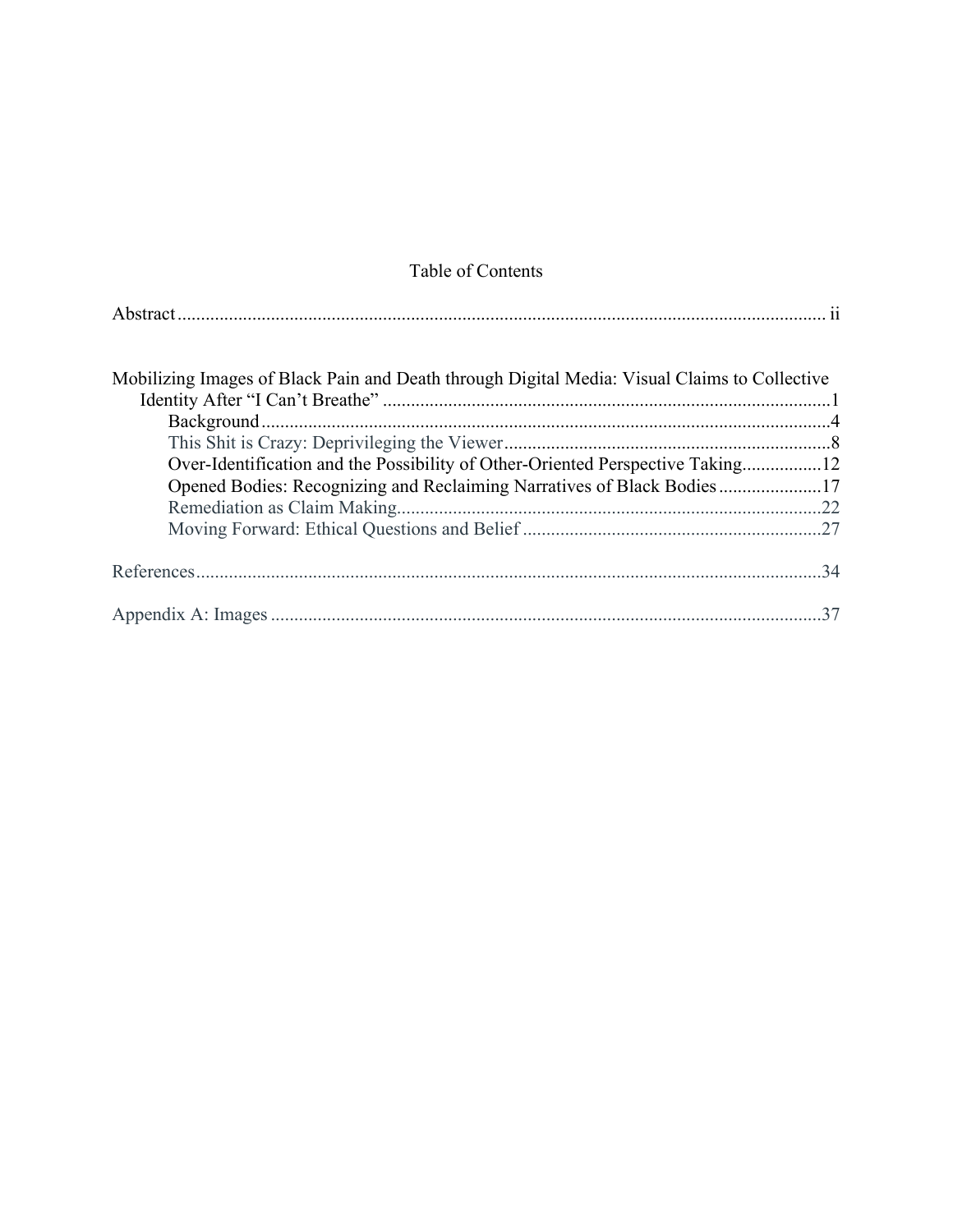# Table of Contents

Abstract .......... ii

Mobilizing Images of Black Pain and Death through Digital Media: Visual Claims to Collective Identity After "I Can't Breathe" .......... 1

- Background .......... 4
- This Shit is Crazy: Deprivileging the Viewer .......... 8
- Over-Identification and the Possibility of Other-Oriented Perspective Taking .......... 12
- Opened Bodies: Recognizing and Reclaiming Narratives of Black Bodies .......... 17
- Remediation as Claim Making .......... 22
- Moving Forward: Ethical Questions and Belief .......... 27

References .......... 34

Appendix A: Images .......... 37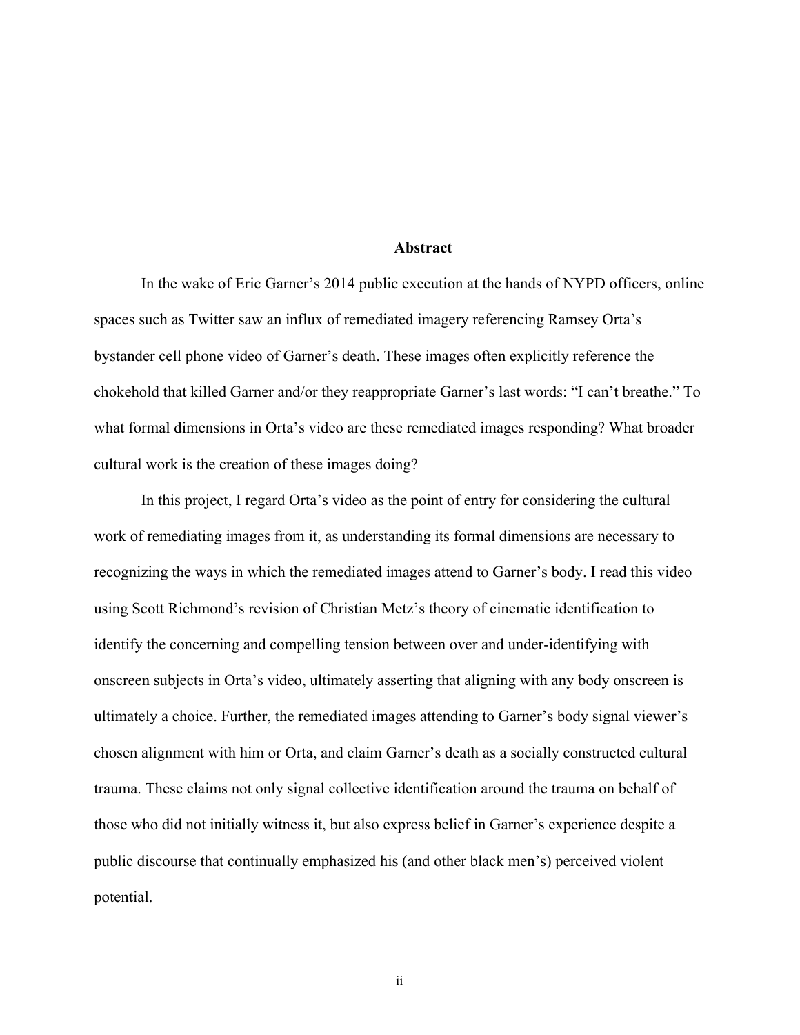# Abstract

In the wake of Eric Garner's 2014 public execution at the hands of NYPD officers, online spaces such as Twitter saw an influx of remediated imagery referencing Ramsey Orta's bystander cell phone video of Garner's death. These images often explicitly reference the chokehold that killed Garner and/or they reappropriate Garner's last words: "I can't breathe." To what formal dimensions in Orta's video are these remediated images responding? What broader cultural work is the creation of these images doing?

In this project, I regard Orta's video as the point of entry for considering the cultural work of remediating images from it, as understanding its formal dimensions are necessary to recognizing the ways in which the remediated images attend to Garner's body. I read this video using Scott Richmond's revision of Christian Metz's theory of cinematic identification to identify the concerning and compelling tension between over and under-identifying with onscreen subjects in Orta's video, ultimately asserting that aligning with any body onscreen is ultimately a choice. Further, the remediated images attending to Garner's body signal viewer's chosen alignment with him or Orta, and claim Garner's death as a socially constructed cultural trauma. These claims not only signal collective identification around the trauma on behalf of those who did not initially witness it, but also express belief in Garner's experience despite a public discourse that continually emphasized his (and other black men's) perceived violent potential.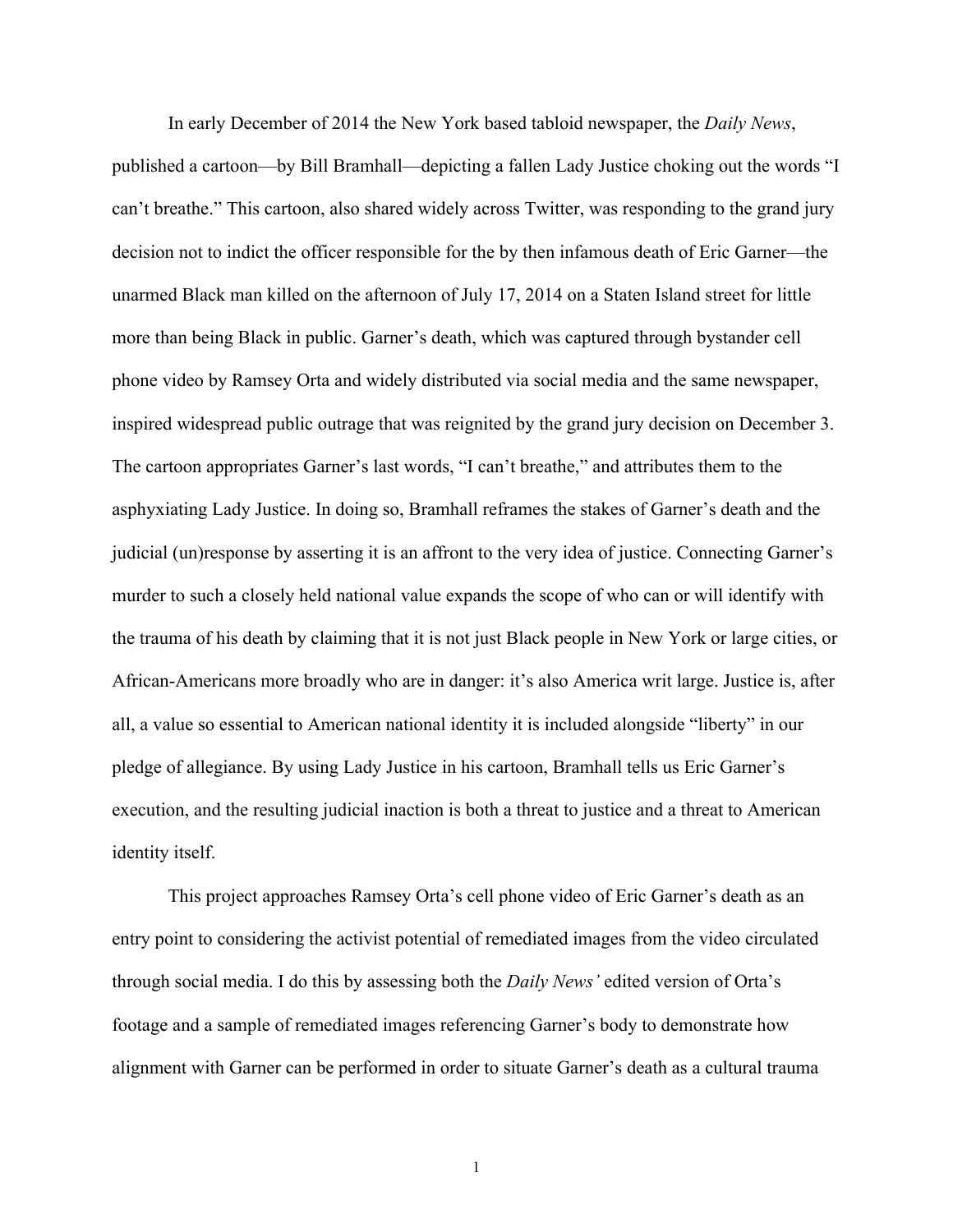In early December of 2014 the New York based tabloid newspaper, the *Daily News*, published a cartoon—by Bill Bramhall—depicting a fallen Lady Justice choking out the words "I can't breathe." This cartoon, also shared widely across Twitter, was responding to the grand jury decision not to indict the officer responsible for the by then infamous death of Eric Garner—the unarmed Black man killed on the afternoon of July 17, 2014 on a Staten Island street for little more than being Black in public. Garner's death, which was captured through bystander cell phone video by Ramsey Orta and widely distributed via social media and the same newspaper, inspired widespread public outrage that was reignited by the grand jury decision on December 3. The cartoon appropriates Garner's last words, "I can't breathe," and attributes them to the asphyxiating Lady Justice. In doing so, Bramhall reframes the stakes of Garner's death and the judicial (un)response by asserting it is an affront to the very idea of justice. Connecting Garner's murder to such a closely held national value expands the scope of who can or will identify with the trauma of his death by claiming that it is not just Black people in New York or large cities, or African-Americans more broadly who are in danger: it's also America writ large. Justice is, after all, a value so essential to American national identity it is included alongside "liberty" in our pledge of allegiance. By using Lady Justice in his cartoon, Bramhall tells us Eric Garner's execution, and the resulting judicial inaction is both a threat to justice and a threat to American identity itself.

This project approaches Ramsey Orta's cell phone video of Eric Garner's death as an entry point to considering the activist potential of remediated images from the video circulated through social media. I do this by assessing both the *Daily News'* edited version of Orta's footage and a sample of remediated images referencing Garner's body to demonstrate how alignment with Garner can be performed in order to situate Garner's death as a cultural trauma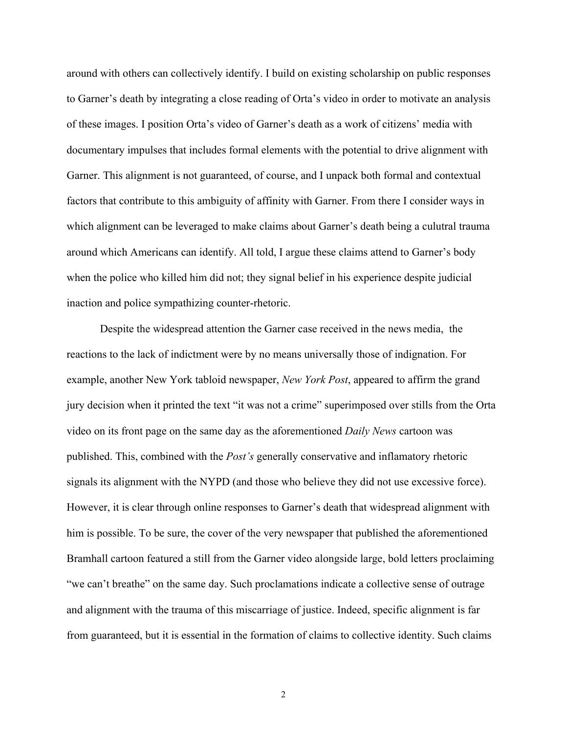around with others can collectively identify. I build on existing scholarship on public responses to Garner's death by integrating a close reading of Orta's video in order to motivate an analysis of these images. I position Orta's video of Garner's death as a work of citizens' media with documentary impulses that includes formal elements with the potential to drive alignment with Garner. This alignment is not guaranteed, of course, and I unpack both formal and contextual factors that contribute to this ambiguity of affinity with Garner. From there I consider ways in which alignment can be leveraged to make claims about Garner's death being a culutral trauma around which Americans can identify. All told, I argue these claims attend to Garner's body when the police who killed him did not; they signal belief in his experience despite judicial inaction and police sympathizing counter-rhetoric.

Despite the widespread attention the Garner case received in the news media, the reactions to the lack of indictment were by no means universally those of indignation. For example, another New York tabloid newspaper, *New York Post*, appeared to affirm the grand jury decision when it printed the text "it was not a crime" superimposed over stills from the Orta video on its front page on the same day as the aforementioned *Daily News* cartoon was published. This, combined with the *Post's* generally conservative and inflamatory rhetoric signals its alignment with the NYPD (and those who believe they did not use excessive force). However, it is clear through online responses to Garner's death that widespread alignment with him is possible. To be sure, the cover of the very newspaper that published the aforementioned Bramhall cartoon featured a still from the Garner video alongside large, bold letters proclaiming "we can't breathe" on the same day. Such proclamations indicate a collective sense of outrage and alignment with the trauma of this miscarriage of justice. Indeed, specific alignment is far from guaranteed, but it is essential in the formation of claims to collective identity. Such claims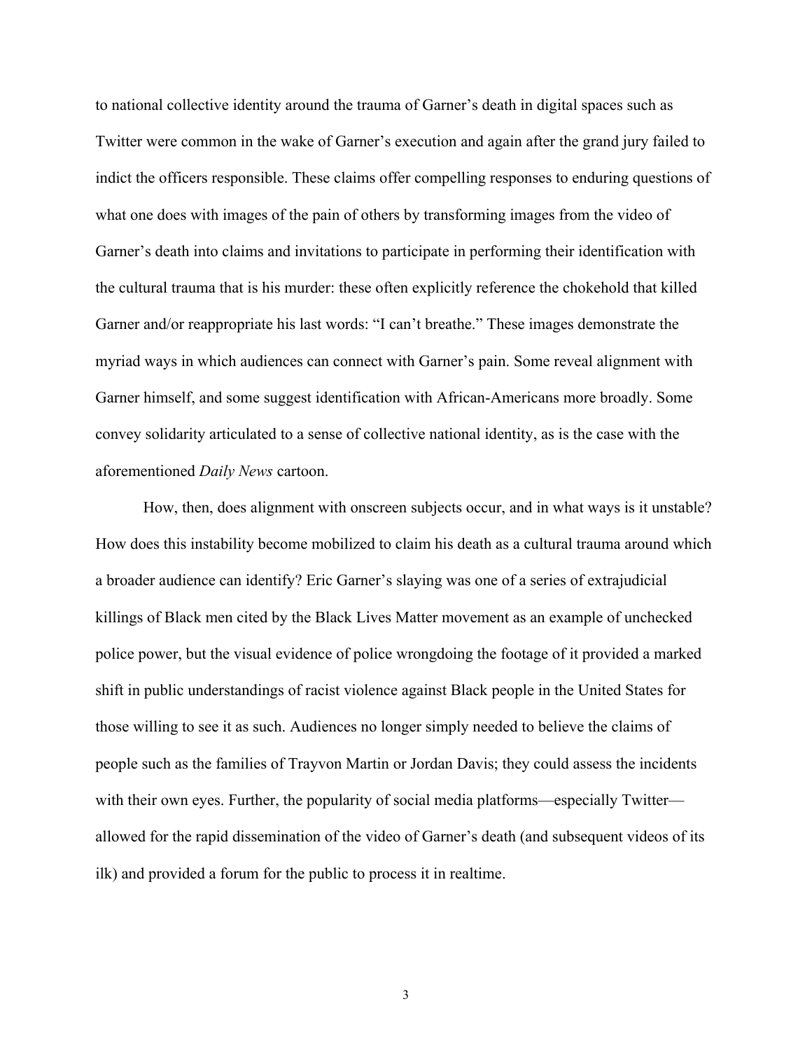to national collective identity around the trauma of Garner's death in digital spaces such as Twitter were common in the wake of Garner's execution and again after the grand jury failed to indict the officers responsible. These claims offer compelling responses to enduring questions of what one does with images of the pain of others by transforming images from the video of Garner's death into claims and invitations to participate in performing their identification with the cultural trauma that is his murder: these often explicitly reference the chokehold that killed Garner and/or reappropriate his last words: "I can't breathe." These images demonstrate the myriad ways in which audiences can connect with Garner's pain. Some reveal alignment with Garner himself, and some suggest identification with African-Americans more broadly. Some convey solidarity articulated to a sense of collective national identity, as is the case with the aforementioned *Daily News* cartoon.

How, then, does alignment with onscreen subjects occur, and in what ways is it unstable? How does this instability become mobilized to claim his death as a cultural trauma around which a broader audience can identify? Eric Garner's slaying was one of a series of extrajudicial killings of Black men cited by the Black Lives Matter movement as an example of unchecked police power, but the visual evidence of police wrongdoing the footage of it provided a marked shift in public understandings of racist violence against Black people in the United States for those willing to see it as such. Audiences no longer simply needed to believe the claims of people such as the families of Trayvon Martin or Jordan Davis; they could assess the incidents with their own eyes. Further, the popularity of social media platforms—especially Twitter—allowed for the rapid dissemination of the video of Garner's death (and subsequent videos of its ilk) and provided a forum for the public to process it in realtime.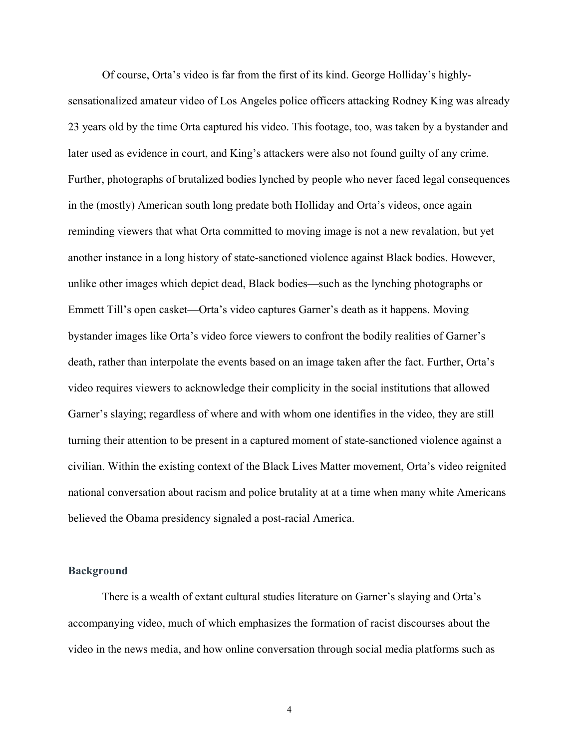Of course, Orta's video is far from the first of its kind. George Holliday's highly-sensationalized amateur video of Los Angeles police officers attacking Rodney King was already 23 years old by the time Orta captured his video. This footage, too, was taken by a bystander and later used as evidence in court, and King's attackers were also not found guilty of any crime. Further, photographs of brutalized bodies lynched by people who never faced legal consequences in the (mostly) American south long predate both Holliday and Orta's videos, once again reminding viewers that what Orta committed to moving image is not a new revalation, but yet another instance in a long history of state-sanctioned violence against Black bodies. However, unlike other images which depict dead, Black bodies—such as the lynching photographs or Emmett Till's open casket—Orta's video captures Garner's death as it happens. Moving bystander images like Orta's video force viewers to confront the bodily realities of Garner's death, rather than interpolate the events based on an image taken after the fact. Further, Orta's video requires viewers to acknowledge their complicity in the social institutions that allowed Garner's slaying; regardless of where and with whom one identifies in the video, they are still turning their attention to be present in a captured moment of state-sanctioned violence against a civilian. Within the existing context of the Black Lives Matter movement, Orta's video reignited national conversation about racism and police brutality at at a time when many white Americans believed the Obama presidency signaled a post-racial America.

## Background

There is a wealth of extant cultural studies literature on Garner's slaying and Orta's accompanying video, much of which emphasizes the formation of racist discourses about the video in the news media, and how online conversation through social media platforms such as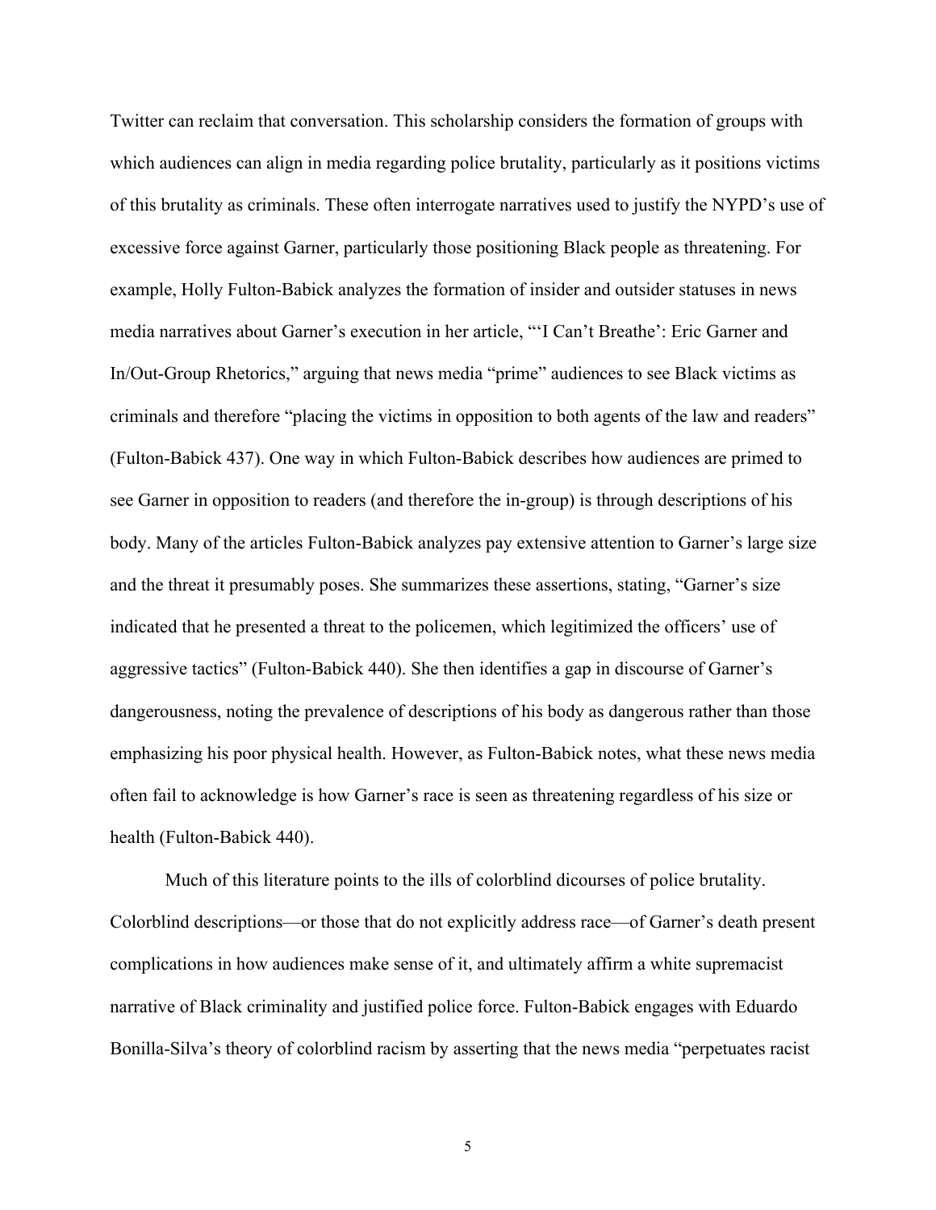Twitter can reclaim that conversation. This scholarship considers the formation of groups with which audiences can align in media regarding police brutality, particularly as it positions victims of this brutality as criminals. These often interrogate narratives used to justify the NYPD's use of excessive force against Garner, particularly those positioning Black people as threatening. For example, Holly Fulton-Babick analyzes the formation of insider and outsider statuses in news media narratives about Garner's execution in her article, "'I Can't Breathe': Eric Garner and In/Out-Group Rhetorics," arguing that news media "prime" audiences to see Black victims as criminals and therefore "placing the victims in opposition to both agents of the law and readers" (Fulton-Babick 437). One way in which Fulton-Babick describes how audiences are primed to see Garner in opposition to readers (and therefore the in-group) is through descriptions of his body. Many of the articles Fulton-Babick analyzes pay extensive attention to Garner's large size and the threat it presumably poses. She summarizes these assertions, stating, "Garner's size indicated that he presented a threat to the policemen, which legitimized the officers' use of aggressive tactics" (Fulton-Babick 440). She then identifies a gap in discourse of Garner's dangerousness, noting the prevalence of descriptions of his body as dangerous rather than those emphasizing his poor physical health. However, as Fulton-Babick notes, what these news media often fail to acknowledge is how Garner's race is seen as threatening regardless of his size or health (Fulton-Babick 440).

Much of this literature points to the ills of colorblind dicourses of police brutality. Colorblind descriptions—or those that do not explicitly address race—of Garner's death present complications in how audiences make sense of it, and ultimately affirm a white supremacist narrative of Black criminality and justified police force. Fulton-Babick engages with Eduardo Bonilla-Silva's theory of colorblind racism by asserting that the news media "perpetuates racist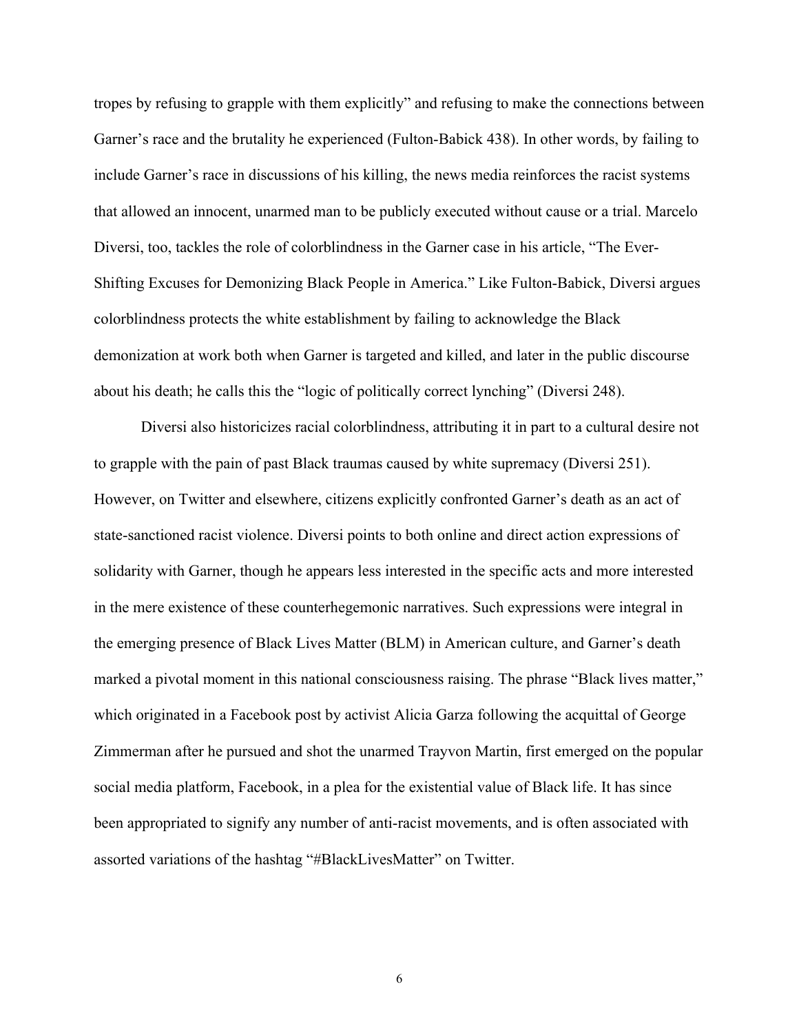tropes by refusing to grapple with them explicitly" and refusing to make the connections between Garner's race and the brutality he experienced (Fulton-Babick 438). In other words, by failing to include Garner's race in discussions of his killing, the news media reinforces the racist systems that allowed an innocent, unarmed man to be publicly executed without cause or a trial. Marcelo Diversi, too, tackles the role of colorblindness in the Garner case in his article, "The Ever-Shifting Excuses for Demonizing Black People in America." Like Fulton-Babick, Diversi argues colorblindness protects the white establishment by failing to acknowledge the Black demonization at work both when Garner is targeted and killed, and later in the public discourse about his death; he calls this the "logic of politically correct lynching" (Diversi 248).

Diversi also historicizes racial colorblindness, attributing it in part to a cultural desire not to grapple with the pain of past Black traumas caused by white supremacy (Diversi 251). However, on Twitter and elsewhere, citizens explicitly confronted Garner's death as an act of state-sanctioned racist violence. Diversi points to both online and direct action expressions of solidarity with Garner, though he appears less interested in the specific acts and more interested in the mere existence of these counterhegemonic narratives. Such expressions were integral in the emerging presence of Black Lives Matter (BLM) in American culture, and Garner's death marked a pivotal moment in this national consciousness raising. The phrase "Black lives matter," which originated in a Facebook post by activist Alicia Garza following the acquittal of George Zimmerman after he pursued and shot the unarmed Trayvon Martin, first emerged on the popular social media platform, Facebook, in a plea for the existential value of Black life. It has since been appropriated to signify any number of anti-racist movements, and is often associated with assorted variations of the hashtag "#BlackLivesMatter" on Twitter.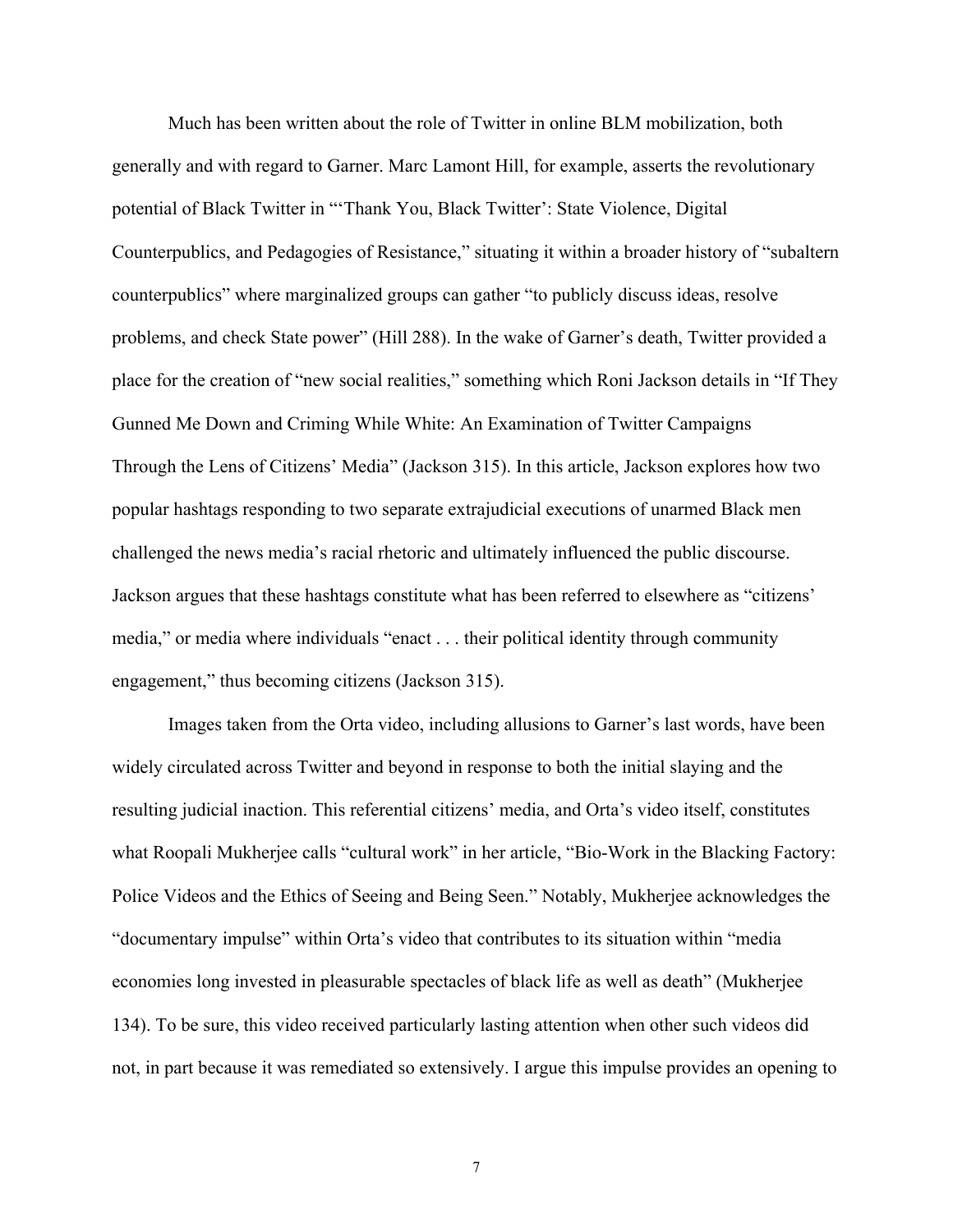Much has been written about the role of Twitter in online BLM mobilization, both generally and with regard to Garner. Marc Lamont Hill, for example, asserts the revolutionary potential of Black Twitter in "'Thank You, Black Twitter': State Violence, Digital Counterpublics, and Pedagogies of Resistance," situating it within a broader history of "subaltern counterpublics" where marginalized groups can gather "to publicly discuss ideas, resolve problems, and check State power" (Hill 288). In the wake of Garner's death, Twitter provided a place for the creation of "new social realities," something which Roni Jackson details in "If They Gunned Me Down and Criming While White: An Examination of Twitter Campaigns Through the Lens of Citizens' Media" (Jackson 315). In this article, Jackson explores how two popular hashtags responding to two separate extrajudicial executions of unarmed Black men challenged the news media's racial rhetoric and ultimately influenced the public discourse. Jackson argues that these hashtags constitute what has been referred to elsewhere as "citizens' media," or media where individuals "enact . . . their political identity through community engagement," thus becoming citizens (Jackson 315).

Images taken from the Orta video, including allusions to Garner's last words, have been widely circulated across Twitter and beyond in response to both the initial slaying and the resulting judicial inaction. This referential citizens' media, and Orta's video itself, constitutes what Roopali Mukherjee calls "cultural work" in her article, "Bio-Work in the Blacking Factory: Police Videos and the Ethics of Seeing and Being Seen." Notably, Mukherjee acknowledges the "documentary impulse" within Orta's video that contributes to its situation within "media economies long invested in pleasurable spectacles of black life as well as death" (Mukherjee 134). To be sure, this video received particularly lasting attention when other such videos did not, in part because it was remediated so extensively. I argue this impulse provides an opening to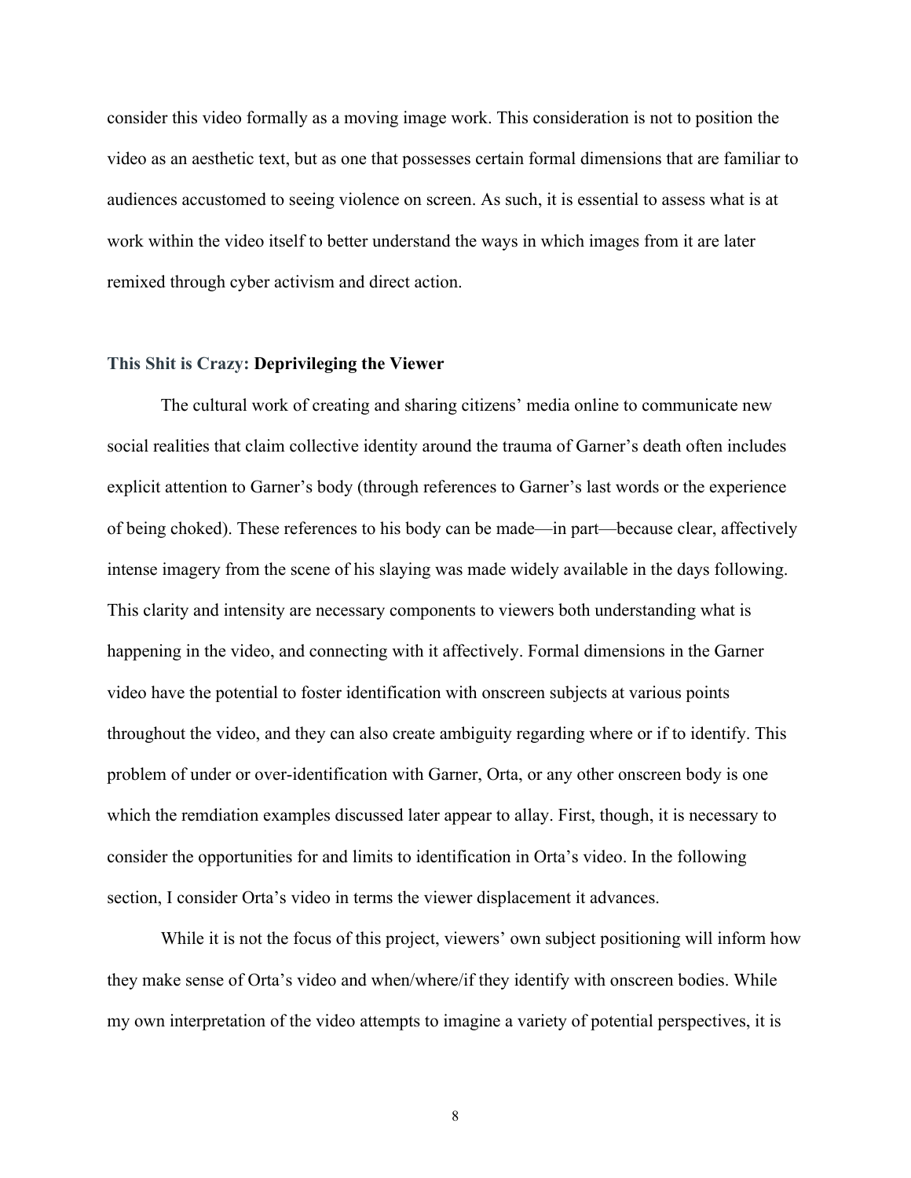consider this video formally as a moving image work. This consideration is not to position the video as an aesthetic text, but as one that possesses certain formal dimensions that are familiar to audiences accustomed to seeing violence on screen. As such, it is essential to assess what is at work within the video itself to better understand the ways in which images from it are later remixed through cyber activism and direct action.

### This Shit is Crazy: **Deprivileging the Viewer**

The cultural work of creating and sharing citizens' media online to communicate new social realities that claim collective identity around the trauma of Garner's death often includes explicit attention to Garner's body (through references to Garner's last words or the experience of being choked). These references to his body can be made—in part—because clear, affectively intense imagery from the scene of his slaying was made widely available in the days following. This clarity and intensity are necessary components to viewers both understanding what is happening in the video, and connecting with it affectively. Formal dimensions in the Garner video have the potential to foster identification with onscreen subjects at various points throughout the video, and they can also create ambiguity regarding where or if to identify. This problem of under or over-identification with Garner, Orta, or any other onscreen body is one which the remdiation examples discussed later appear to allay. First, though, it is necessary to consider the opportunities for and limits to identification in Orta's video. In the following section, I consider Orta's video in terms the viewer displacement it advances.

While it is not the focus of this project, viewers' own subject positioning will inform how they make sense of Orta's video and when/where/if they identify with onscreen bodies. While my own interpretation of the video attempts to imagine a variety of potential perspectives, it is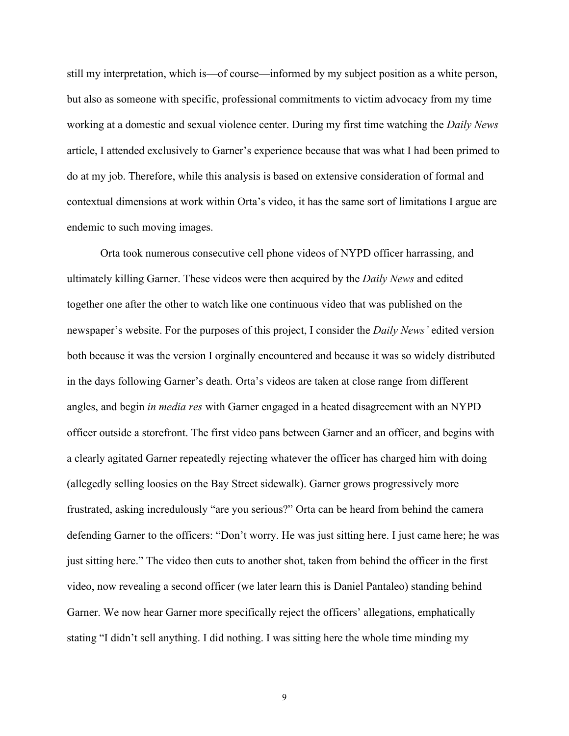still my interpretation, which is—of course—informed by my subject position as a white person, but also as someone with specific, professional commitments to victim advocacy from my time working at a domestic and sexual violence center. During my first time watching the *Daily News* article, I attended exclusively to Garner's experience because that was what I had been primed to do at my job. Therefore, while this analysis is based on extensive consideration of formal and contextual dimensions at work within Orta's video, it has the same sort of limitations I argue are endemic to such moving images.

Orta took numerous consecutive cell phone videos of NYPD officer harrassing, and ultimately killing Garner. These videos were then acquired by the *Daily News* and edited together one after the other to watch like one continuous video that was published on the newspaper's website. For the purposes of this project, I consider the *Daily News'* edited version both because it was the version I orginally encountered and because it was so widely distributed in the days following Garner's death. Orta's videos are taken at close range from different angles, and begin *in media res* with Garner engaged in a heated disagreement with an NYPD officer outside a storefront. The first video pans between Garner and an officer, and begins with a clearly agitated Garner repeatedly rejecting whatever the officer has charged him with doing (allegedly selling loosies on the Bay Street sidewalk). Garner grows progressively more frustrated, asking incredulously "are you serious?" Orta can be heard from behind the camera defending Garner to the officers: "Don't worry. He was just sitting here. I just came here; he was just sitting here." The video then cuts to another shot, taken from behind the officer in the first video, now revealing a second officer (we later learn this is Daniel Pantaleo) standing behind Garner. We now hear Garner more specifically reject the officers' allegations, emphatically stating "I didn't sell anything. I did nothing. I was sitting here the whole time minding my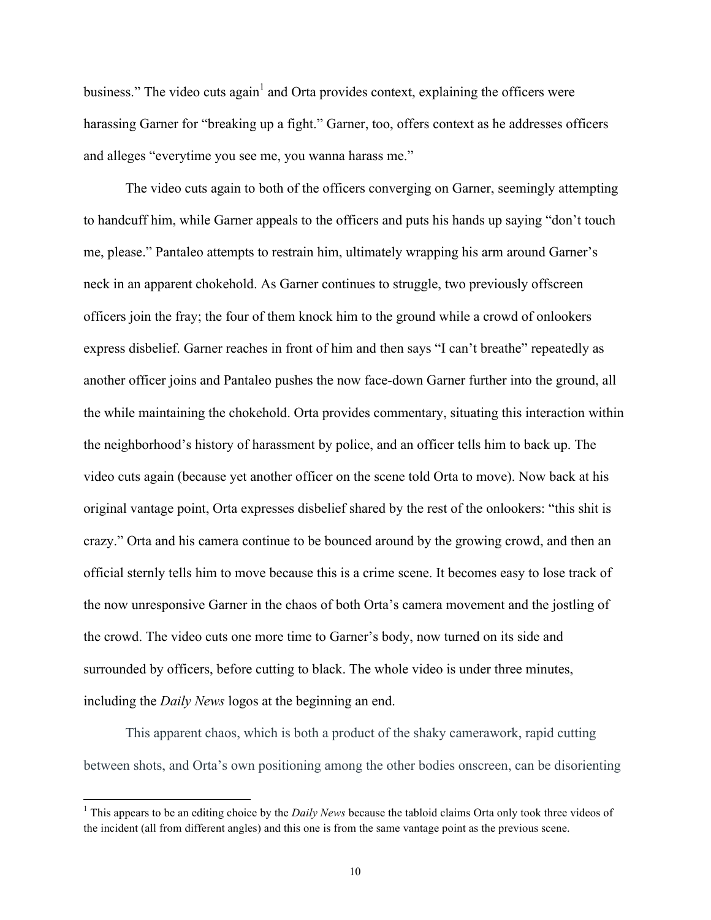business." The video cuts again[1] and Orta provides context, explaining the officers were harassing Garner for "breaking up a fight." Garner, too, offers context as he addresses officers and alleges "everytime you see me, you wanna harass me."

The video cuts again to both of the officers converging on Garner, seemingly attempting to handcuff him, while Garner appeals to the officers and puts his hands up saying "don't touch me, please." Pantaleo attempts to restrain him, ultimately wrapping his arm around Garner's neck in an apparent chokehold. As Garner continues to struggle, two previously offscreen officers join the fray; the four of them knock him to the ground while a crowd of onlookers express disbelief. Garner reaches in front of him and then says "I can't breathe" repeatedly as another officer joins and Pantaleo pushes the now face-down Garner further into the ground, all the while maintaining the chokehold. Orta provides commentary, situating this interaction within the neighborhood's history of harassment by police, and an officer tells him to back up. The video cuts again (because yet another officer on the scene told Orta to move). Now back at his original vantage point, Orta expresses disbelief shared by the rest of the onlookers: "this shit is crazy." Orta and his camera continue to be bounced around by the growing crowd, and then an official sternly tells him to move because this is a crime scene. It becomes easy to lose track of the now unresponsive Garner in the chaos of both Orta's camera movement and the jostling of the crowd. The video cuts one more time to Garner's body, now turned on its side and surrounded by officers, before cutting to black. The whole video is under three minutes, including the *Daily News* logos at the beginning an end.

This apparent chaos, which is both a product of the shaky camerawork, rapid cutting between shots, and Orta's own positioning among the other bodies onscreen, can be disorienting

[1] This appears to be an editing choice by the *Daily News* because the tabloid claims Orta only took three videos of the incident (all from different angles) and this one is from the same vantage point as the previous scene.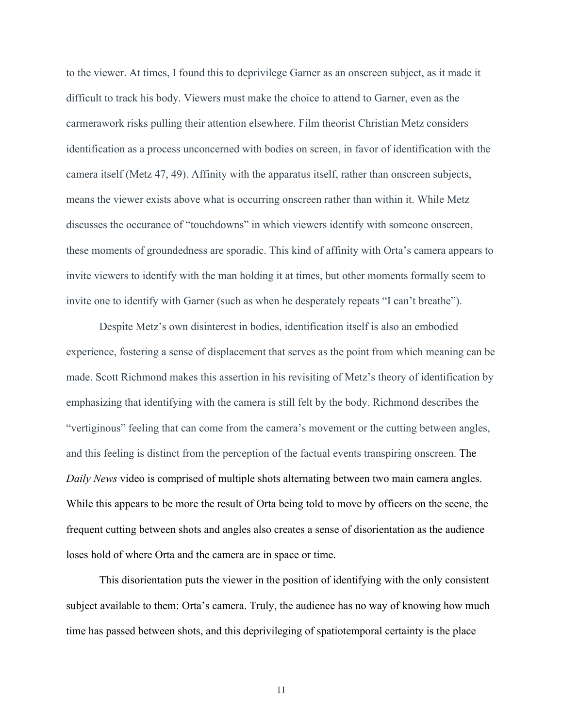to the viewer. At times, I found this to deprivilege Garner as an onscreen subject, as it made it difficult to track his body. Viewers must make the choice to attend to Garner, even as the carmerawork risks pulling their attention elsewhere. Film theorist Christian Metz considers identification as a process unconcerned with bodies on screen, in favor of identification with the camera itself (Metz 47, 49). Affinity with the apparatus itself, rather than onscreen subjects, means the viewer exists above what is occurring onscreen rather than within it. While Metz discusses the occurance of "touchdowns" in which viewers identify with someone onscreen, these moments of groundedness are sporadic. This kind of affinity with Orta's camera appears to invite viewers to identify with the man holding it at times, but other moments formally seem to invite one to identify with Garner (such as when he desperately repeats "I can't breathe").

Despite Metz's own disinterest in bodies, identification itself is also an embodied experience, fostering a sense of displacement that serves as the point from which meaning can be made. Scott Richmond makes this assertion in his revisiting of Metz's theory of identification by emphasizing that identifying with the camera is still felt by the body. Richmond describes the "vertiginous" feeling that can come from the camera's movement or the cutting between angles, and this feeling is distinct from the perception of the factual events transpiring onscreen. The *Daily News* video is comprised of multiple shots alternating between two main camera angles. While this appears to be more the result of Orta being told to move by officers on the scene, the frequent cutting between shots and angles also creates a sense of disorientation as the audience loses hold of where Orta and the camera are in space or time.

This disorientation puts the viewer in the position of identifying with the only consistent subject available to them: Orta's camera. Truly, the audience has no way of knowing how much time has passed between shots, and this deprivileging of spatiotemporal certainty is the place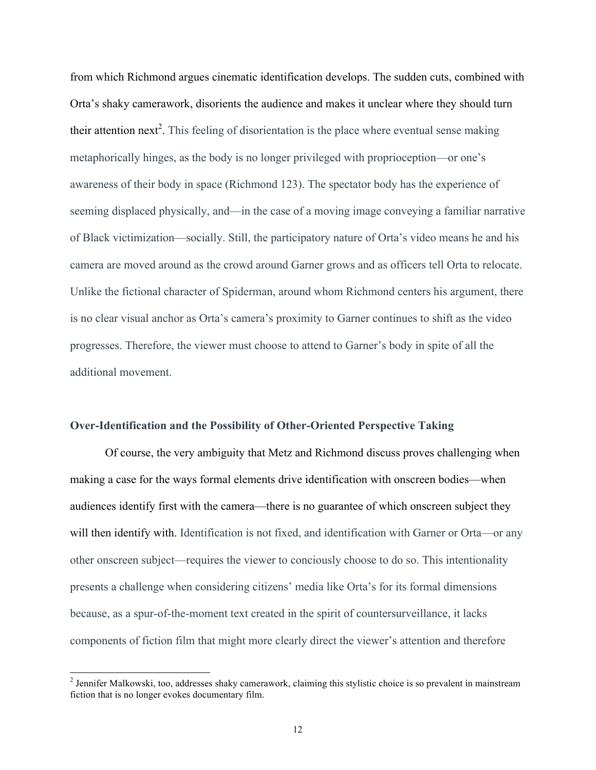from which Richmond argues cinematic identification develops. The sudden cuts, combined with Orta's shaky camerawork, disorients the audience and makes it unclear where they should turn their attention next[2]. This feeling of disorientation is the place where eventual sense making metaphorically hinges, as the body is no longer privileged with proprioception—or one's awareness of their body in space (Richmond 123). The spectator body has the experience of seeming displaced physically, and—in the case of a moving image conveying a familiar narrative of Black victimization—socially. Still, the participatory nature of Orta's video means he and his camera are moved around as the crowd around Garner grows and as officers tell Orta to relocate. Unlike the fictional character of Spiderman, around whom Richmond centers his argument, there is no clear visual anchor as Orta's camera's proximity to Garner continues to shift as the video progresses. Therefore, the viewer must choose to attend to Garner's body in spite of all the additional movement.

### Over-Identification and the Possibility of Other-Oriented Perspective Taking

Of course, the very ambiguity that Metz and Richmond discuss proves challenging when making a case for the ways formal elements drive identification with onscreen bodies—when audiences identify first with the camera—there is no guarantee of which onscreen subject they will then identify with. Identification is not fixed, and identification with Garner or Orta—or any other onscreen subject—requires the viewer to conciously choose to do so. This intentionality presents a challenge when considering citizens' media like Orta's for its formal dimensions because, as a spur-of-the-moment text created in the spirit of countersurveillance, it lacks components of fiction film that might more clearly direct the viewer's attention and therefore

[2] Jennifer Malkowski, too, addresses shaky camerawork, claiming this stylistic choice is so prevalent in mainstream fiction that is no longer evokes documentary film.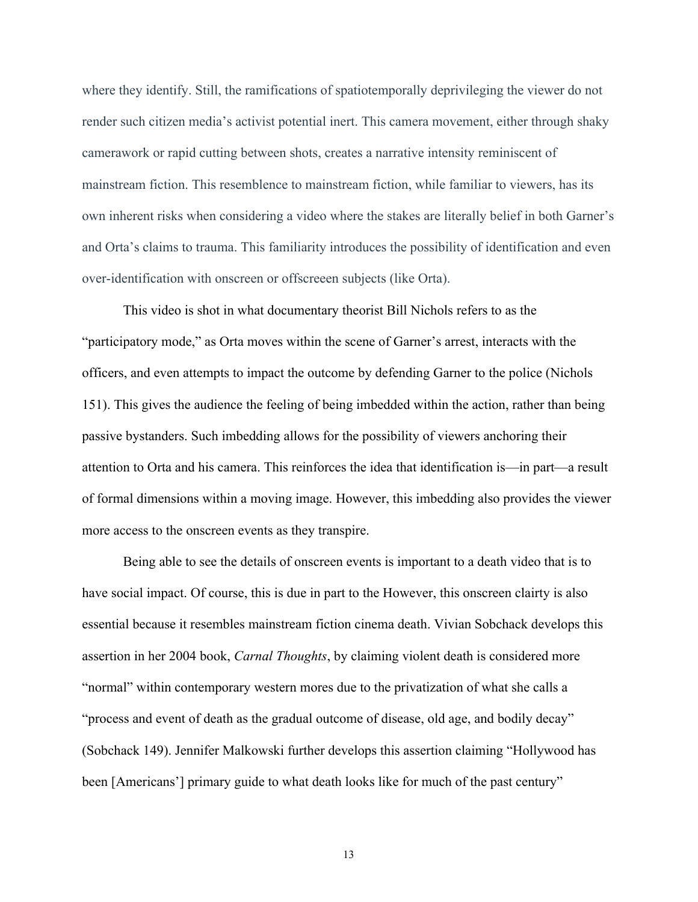where they identify. Still, the ramifications of spatiotemporally deprivileging the viewer do not render such citizen media's activist potential inert. This camera movement, either through shaky camerawork or rapid cutting between shots, creates a narrative intensity reminiscent of mainstream fiction. This resemblence to mainstream fiction, while familiar to viewers, has its own inherent risks when considering a video where the stakes are literally belief in both Garner's and Orta's claims to trauma. This familiarity introduces the possibility of identification and even over-identification with onscreen or offscreeen subjects (like Orta).

This video is shot in what documentary theorist Bill Nichols refers to as the "participatory mode," as Orta moves within the scene of Garner's arrest, interacts with the officers, and even attempts to impact the outcome by defending Garner to the police (Nichols 151). This gives the audience the feeling of being imbedded within the action, rather than being passive bystanders. Such imbedding allows for the possibility of viewers anchoring their attention to Orta and his camera. This reinforces the idea that identification is—in part—a result of formal dimensions within a moving image. However, this imbedding also provides the viewer more access to the onscreen events as they transpire.

Being able to see the details of onscreen events is important to a death video that is to have social impact. Of course, this is due in part to the However, this onscreen clairty is also essential because it resembles mainstream fiction cinema death. Vivian Sobchack develops this assertion in her 2004 book, *Carnal Thoughts*, by claiming violent death is considered more "normal" within contemporary western mores due to the privatization of what she calls a "process and event of death as the gradual outcome of disease, old age, and bodily decay" (Sobchack 149). Jennifer Malkowski further develops this assertion claiming "Hollywood has been [Americans'] primary guide to what death looks like for much of the past century"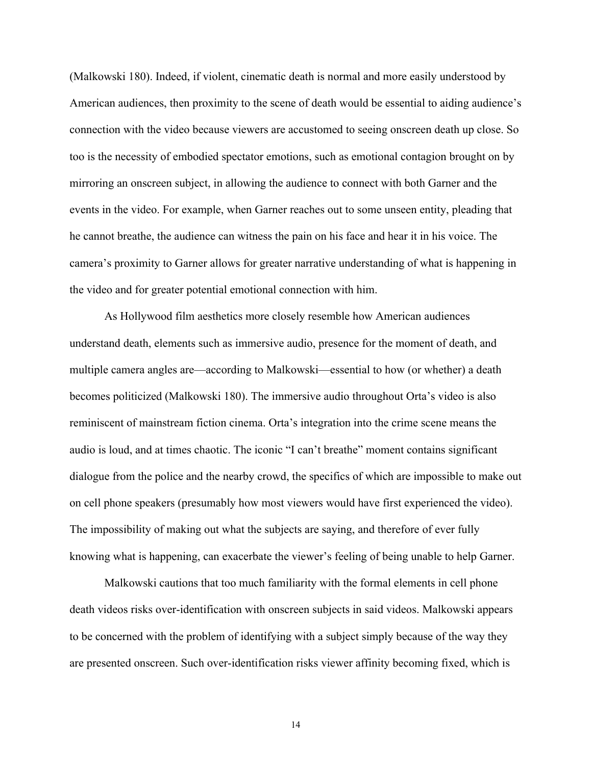(Malkowski 180). Indeed, if violent, cinematic death is normal and more easily understood by American audiences, then proximity to the scene of death would be essential to aiding audience's connection with the video because viewers are accustomed to seeing onscreen death up close. So too is the necessity of embodied spectator emotions, such as emotional contagion brought on by mirroring an onscreen subject, in allowing the audience to connect with both Garner and the events in the video. For example, when Garner reaches out to some unseen entity, pleading that he cannot breathe, the audience can witness the pain on his face and hear it in his voice. The camera's proximity to Garner allows for greater narrative understanding of what is happening in the video and for greater potential emotional connection with him.

As Hollywood film aesthetics more closely resemble how American audiences understand death, elements such as immersive audio, presence for the moment of death, and multiple camera angles are—according to Malkowski—essential to how (or whether) a death becomes politicized (Malkowski 180). The immersive audio throughout Orta's video is also reminiscent of mainstream fiction cinema. Orta's integration into the crime scene means the audio is loud, and at times chaotic. The iconic "I can't breathe" moment contains significant dialogue from the police and the nearby crowd, the specifics of which are impossible to make out on cell phone speakers (presumably how most viewers would have first experienced the video). The impossibility of making out what the subjects are saying, and therefore of ever fully knowing what is happening, can exacerbate the viewer's feeling of being unable to help Garner.

Malkowski cautions that too much familiarity with the formal elements in cell phone death videos risks over-identification with onscreen subjects in said videos. Malkowski appears to be concerned with the problem of identifying with a subject simply because of the way they are presented onscreen. Such over-identification risks viewer affinity becoming fixed, which is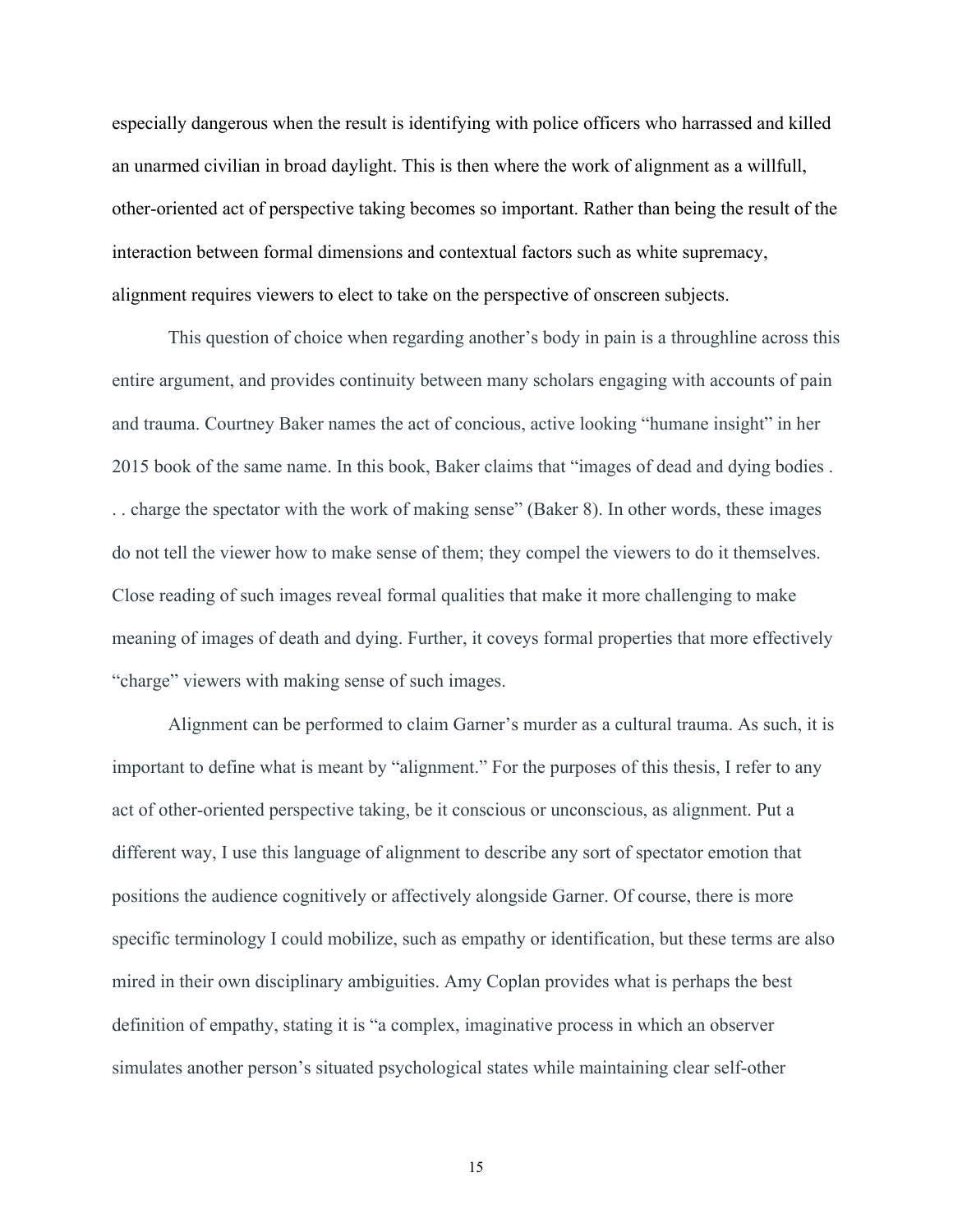especially dangerous when the result is identifying with police officers who harrassed and killed an unarmed civilian in broad daylight. This is then where the work of alignment as a willfull, other-oriented act of perspective taking becomes so important. Rather than being the result of the interaction between formal dimensions and contextual factors such as white supremacy, alignment requires viewers to elect to take on the perspective of onscreen subjects.

This question of choice when regarding another's body in pain is a throughline across this entire argument, and provides continuity between many scholars engaging with accounts of pain and trauma. Courtney Baker names the act of concious, active looking "humane insight" in her 2015 book of the same name. In this book, Baker claims that "images of dead and dying bodies . . . charge the spectator with the work of making sense" (Baker 8). In other words, these images do not tell the viewer how to make sense of them; they compel the viewers to do it themselves. Close reading of such images reveal formal qualities that make it more challenging to make meaning of images of death and dying. Further, it coveys formal properties that more effectively "charge" viewers with making sense of such images.

Alignment can be performed to claim Garner's murder as a cultural trauma. As such, it is important to define what is meant by "alignment." For the purposes of this thesis, I refer to any act of other-oriented perspective taking, be it conscious or unconscious, as alignment. Put a different way, I use this language of alignment to describe any sort of spectator emotion that positions the audience cognitively or affectively alongside Garner. Of course, there is more specific terminology I could mobilize, such as empathy or identification, but these terms are also mired in their own disciplinary ambiguities. Amy Coplan provides what is perhaps the best definition of empathy, stating it is "a complex, imaginative process in which an observer simulates another person's situated psychological states while maintaining clear self-other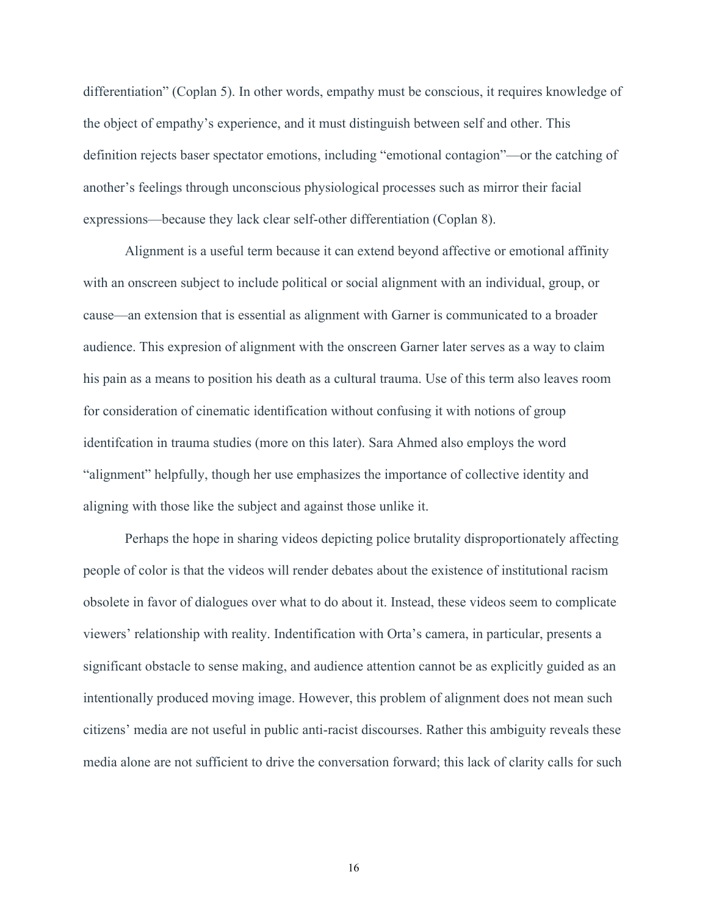differentiation" (Coplan 5). In other words, empathy must be conscious, it requires knowledge of the object of empathy's experience, and it must distinguish between self and other. This definition rejects baser spectator emotions, including "emotional contagion"—or the catching of another's feelings through unconscious physiological processes such as mirror their facial expressions—because they lack clear self-other differentiation (Coplan 8).

Alignment is a useful term because it can extend beyond affective or emotional affinity with an onscreen subject to include political or social alignment with an individual, group, or cause—an extension that is essential as alignment with Garner is communicated to a broader audience. This expresion of alignment with the onscreen Garner later serves as a way to claim his pain as a means to position his death as a cultural trauma. Use of this term also leaves room for consideration of cinematic identification without confusing it with notions of group identifcation in trauma studies (more on this later). Sara Ahmed also employs the word "alignment" helpfully, though her use emphasizes the importance of collective identity and aligning with those like the subject and against those unlike it.

Perhaps the hope in sharing videos depicting police brutality disproportionately affecting people of color is that the videos will render debates about the existence of institutional racism obsolete in favor of dialogues over what to do about it. Instead, these videos seem to complicate viewers' relationship with reality. Indentification with Orta's camera, in particular, presents a significant obstacle to sense making, and audience attention cannot be as explicitly guided as an intentionally produced moving image. However, this problem of alignment does not mean such citizens' media are not useful in public anti-racist discourses. Rather this ambiguity reveals these media alone are not sufficient to drive the conversation forward; this lack of clarity calls for such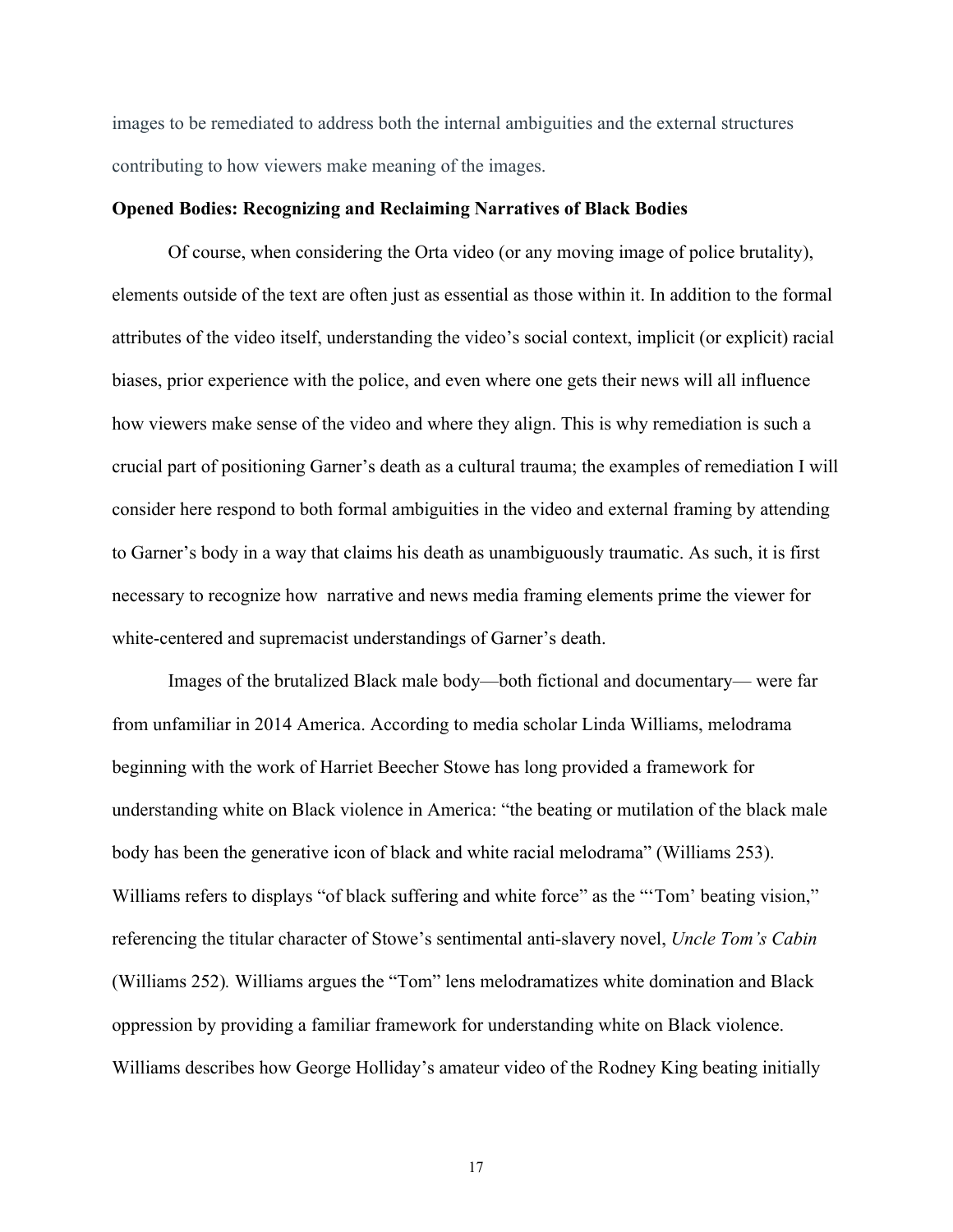images to be remediated to address both the internal ambiguities and the external structures contributing to how viewers make meaning of the images.

**Opened Bodies: Recognizing and Reclaiming Narratives of Black Bodies**

Of course, when considering the Orta video (or any moving image of police brutality), elements outside of the text are often just as essential as those within it. In addition to the formal attributes of the video itself, understanding the video's social context, implicit (or explicit) racial biases, prior experience with the police, and even where one gets their news will all influence how viewers make sense of the video and where they align. This is why remediation is such a crucial part of positioning Garner's death as a cultural trauma; the examples of remediation I will consider here respond to both formal ambiguities in the video and external framing by attending to Garner's body in a way that claims his death as unambiguously traumatic. As such, it is first necessary to recognize how narrative and news media framing elements prime the viewer for white-centered and supremacist understandings of Garner's death.

Images of the brutalized Black male body—both fictional and documentary— were far from unfamiliar in 2014 America. According to media scholar Linda Williams, melodrama beginning with the work of Harriet Beecher Stowe has long provided a framework for understanding white on Black violence in America: "the beating or mutilation of the black male body has been the generative icon of black and white racial melodrama" (Williams 253). Williams refers to displays "of black suffering and white force" as the "'Tom' beating vision," referencing the titular character of Stowe's sentimental anti-slavery novel, *Uncle Tom's Cabin* (Williams 252). Williams argues the "Tom" lens melodramatizes white domination and Black oppression by providing a familiar framework for understanding white on Black violence. Williams describes how George Holliday's amateur video of the Rodney King beating initially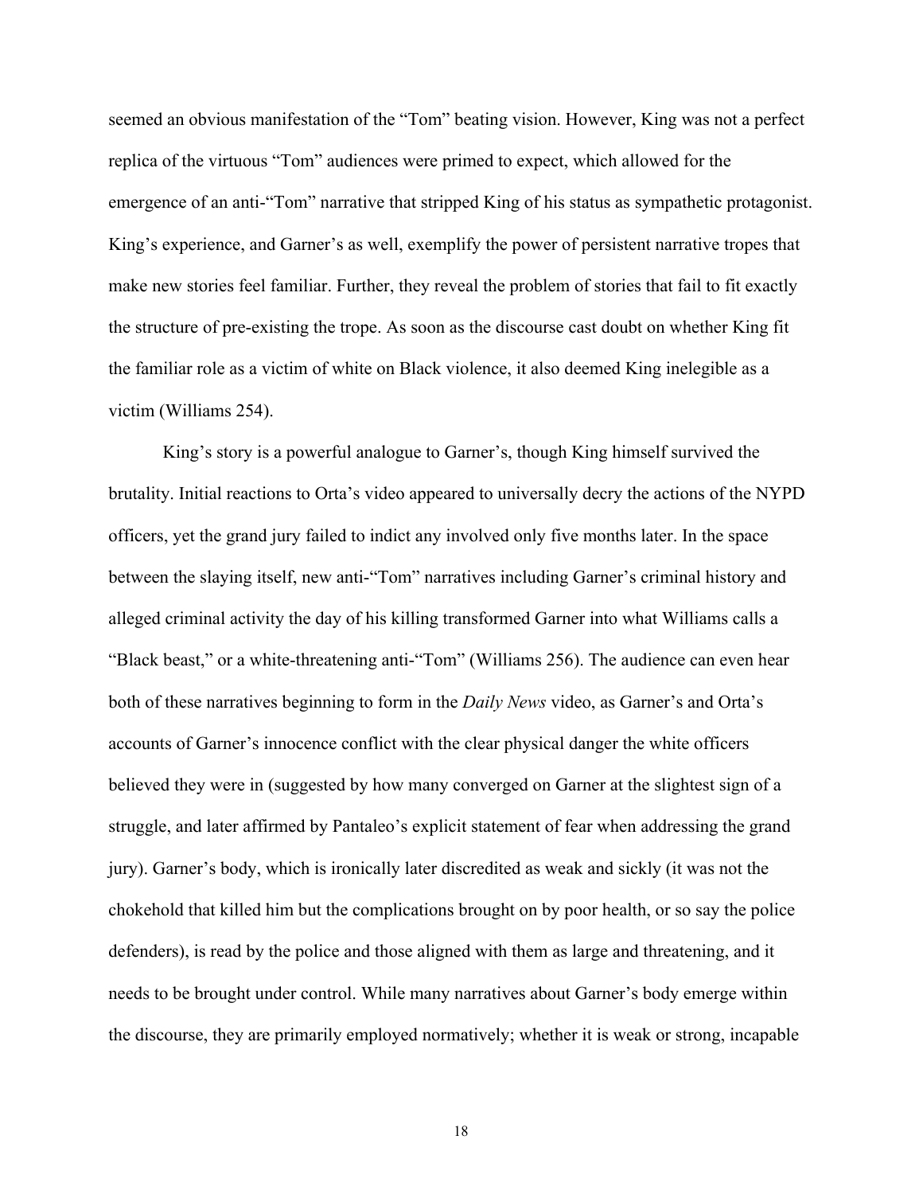seemed an obvious manifestation of the "Tom" beating vision. However, King was not a perfect replica of the virtuous "Tom" audiences were primed to expect, which allowed for the emergence of an anti-"Tom" narrative that stripped King of his status as sympathetic protagonist. King's experience, and Garner's as well, exemplify the power of persistent narrative tropes that make new stories feel familiar. Further, they reveal the problem of stories that fail to fit exactly the structure of pre-existing the trope. As soon as the discourse cast doubt on whether King fit the familiar role as a victim of white on Black violence, it also deemed King inelegible as a victim (Williams 254).

King's story is a powerful analogue to Garner's, though King himself survived the brutality. Initial reactions to Orta's video appeared to universally decry the actions of the NYPD officers, yet the grand jury failed to indict any involved only five months later. In the space between the slaying itself, new anti-"Tom" narratives including Garner's criminal history and alleged criminal activity the day of his killing transformed Garner into what Williams calls a "Black beast," or a white-threatening anti-"Tom" (Williams 256). The audience can even hear both of these narratives beginning to form in the *Daily News* video, as Garner's and Orta's accounts of Garner's innocence conflict with the clear physical danger the white officers believed they were in (suggested by how many converged on Garner at the slightest sign of a struggle, and later affirmed by Pantaleo's explicit statement of fear when addressing the grand jury). Garner's body, which is ironically later discredited as weak and sickly (it was not the chokehold that killed him but the complications brought on by poor health, or so say the police defenders), is read by the police and those aligned with them as large and threatening, and it needs to be brought under control. While many narratives about Garner's body emerge within the discourse, they are primarily employed normatively; whether it is weak or strong, incapable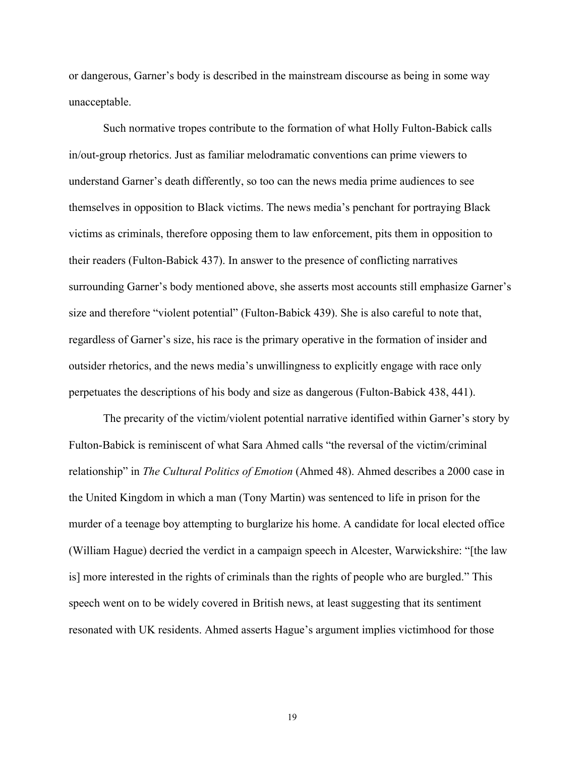or dangerous, Garner's body is described in the mainstream discourse as being in some way unacceptable.

Such normative tropes contribute to the formation of what Holly Fulton-Babick calls in/out-group rhetorics. Just as familiar melodramatic conventions can prime viewers to understand Garner's death differently, so too can the news media prime audiences to see themselves in opposition to Black victims. The news media's penchant for portraying Black victims as criminals, therefore opposing them to law enforcement, pits them in opposition to their readers (Fulton-Babick 437). In answer to the presence of conflicting narratives surrounding Garner's body mentioned above, she asserts most accounts still emphasize Garner's size and therefore "violent potential" (Fulton-Babick 439). She is also careful to note that, regardless of Garner's size, his race is the primary operative in the formation of insider and outsider rhetorics, and the news media's unwillingness to explicitly engage with race only perpetuates the descriptions of his body and size as dangerous (Fulton-Babick 438, 441).

The precarity of the victim/violent potential narrative identified within Garner's story by Fulton-Babick is reminiscent of what Sara Ahmed calls "the reversal of the victim/criminal relationship" in *The Cultural Politics of Emotion* (Ahmed 48). Ahmed describes a 2000 case in the United Kingdom in which a man (Tony Martin) was sentenced to life in prison for the murder of a teenage boy attempting to burglarize his home. A candidate for local elected office (William Hague) decried the verdict in a campaign speech in Alcester, Warwickshire: "[the law is] more interested in the rights of criminals than the rights of people who are burgled." This speech went on to be widely covered in British news, at least suggesting that its sentiment resonated with UK residents. Ahmed asserts Hague's argument implies victimhood for those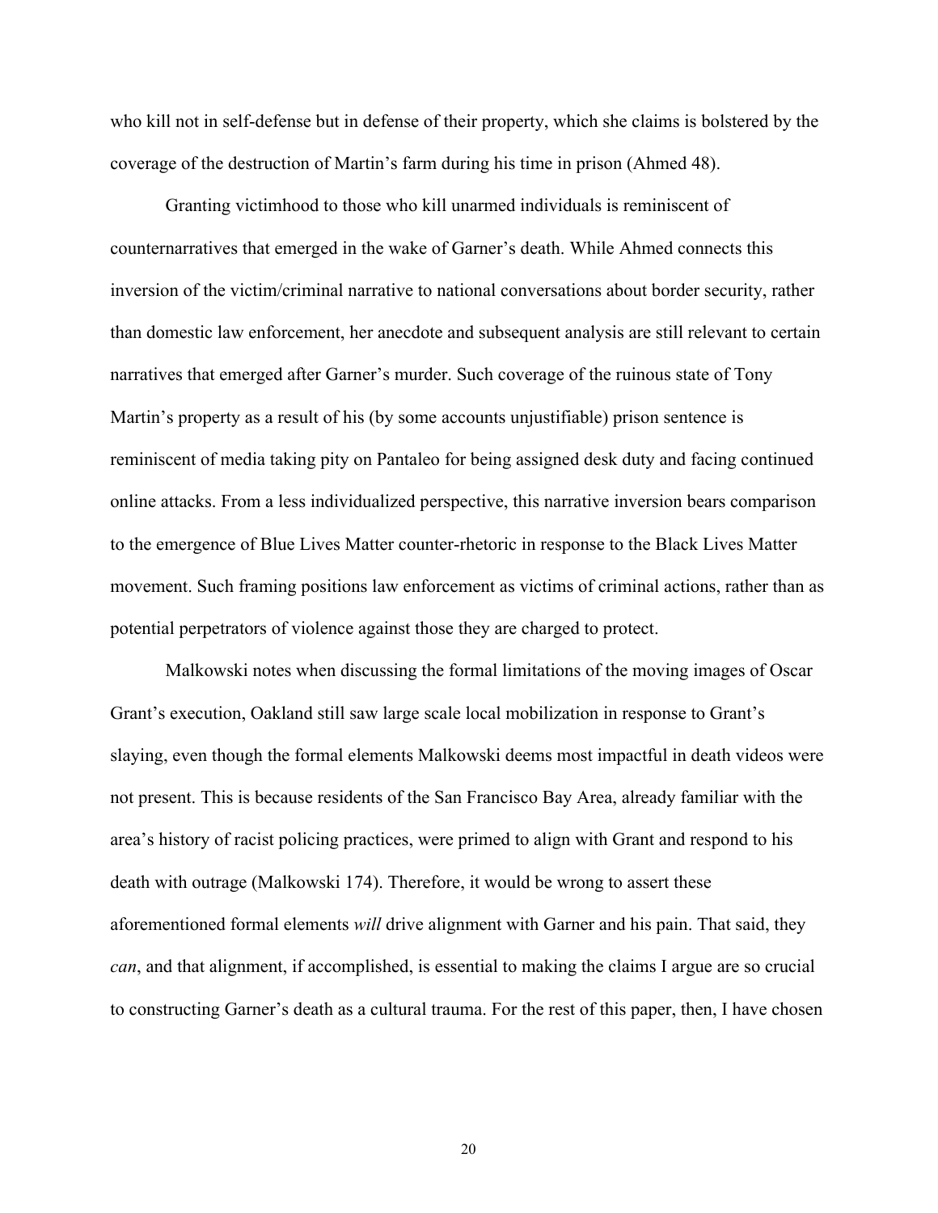who kill not in self-defense but in defense of their property, which she claims is bolstered by the coverage of the destruction of Martin's farm during his time in prison (Ahmed 48).

Granting victimhood to those who kill unarmed individuals is reminiscent of counternarratives that emerged in the wake of Garner's death. While Ahmed connects this inversion of the victim/criminal narrative to national conversations about border security, rather than domestic law enforcement, her anecdote and subsequent analysis are still relevant to certain narratives that emerged after Garner's murder. Such coverage of the ruinous state of Tony Martin's property as a result of his (by some accounts unjustifiable) prison sentence is reminiscent of media taking pity on Pantaleo for being assigned desk duty and facing continued online attacks. From a less individualized perspective, this narrative inversion bears comparison to the emergence of Blue Lives Matter counter-rhetoric in response to the Black Lives Matter movement. Such framing positions law enforcement as victims of criminal actions, rather than as potential perpetrators of violence against those they are charged to protect.

Malkowski notes when discussing the formal limitations of the moving images of Oscar Grant's execution, Oakland still saw large scale local mobilization in response to Grant's slaying, even though the formal elements Malkowski deems most impactful in death videos were not present. This is because residents of the San Francisco Bay Area, already familiar with the area's history of racist policing practices, were primed to align with Grant and respond to his death with outrage (Malkowski 174). Therefore, it would be wrong to assert these aforementioned formal elements *will* drive alignment with Garner and his pain. That said, they *can*, and that alignment, if accomplished, is essential to making the claims I argue are so crucial to constructing Garner's death as a cultural trauma. For the rest of this paper, then, I have chosen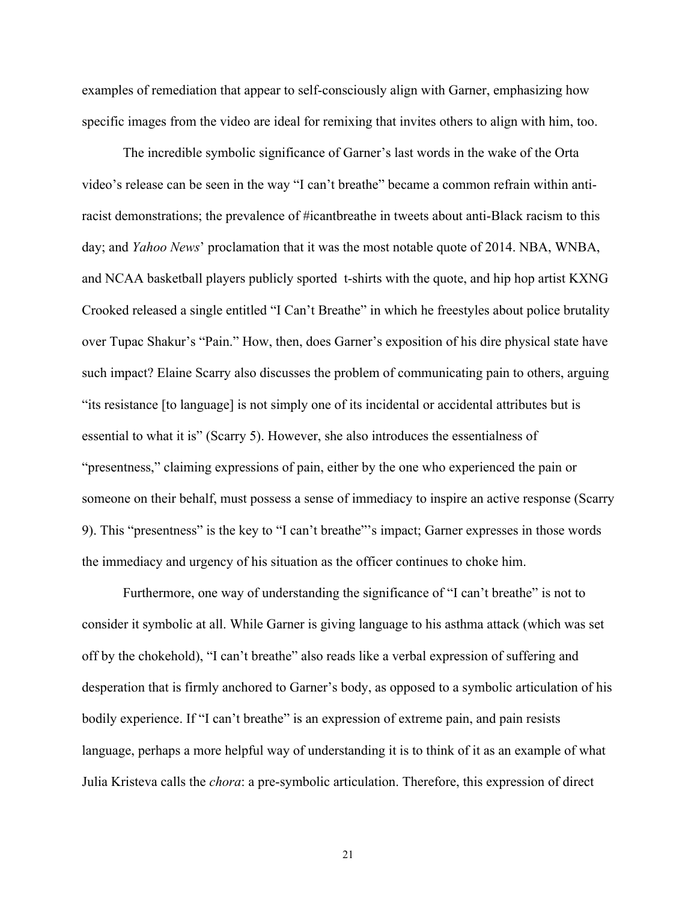examples of remediation that appear to self-consciously align with Garner, emphasizing how specific images from the video are ideal for remixing that invites others to align with him, too.

The incredible symbolic significance of Garner's last words in the wake of the Orta video's release can be seen in the way "I can't breathe" became a common refrain within anti-racist demonstrations; the prevalence of #icantbreathe in tweets about anti-Black racism to this day; and *Yahoo News*' proclamation that it was the most notable quote of 2014. NBA, WNBA, and NCAA basketball players publicly sported t-shirts with the quote, and hip hop artist KXNG Crooked released a single entitled "I Can't Breathe" in which he freestyles about police brutality over Tupac Shakur's "Pain." How, then, does Garner's exposition of his dire physical state have such impact? Elaine Scarry also discusses the problem of communicating pain to others, arguing "its resistance [to language] is not simply one of its incidental or accidental attributes but is essential to what it is" (Scarry 5). However, she also introduces the essentialness of "presentness," claiming expressions of pain, either by the one who experienced the pain or someone on their behalf, must possess a sense of immediacy to inspire an active response (Scarry 9). This "presentness" is the key to "I can't breathe"'s impact; Garner expresses in those words the immediacy and urgency of his situation as the officer continues to choke him.

Furthermore, one way of understanding the significance of "I can't breathe" is not to consider it symbolic at all. While Garner is giving language to his asthma attack (which was set off by the chokehold), "I can't breathe" also reads like a verbal expression of suffering and desperation that is firmly anchored to Garner's body, as opposed to a symbolic articulation of his bodily experience. If "I can't breathe" is an expression of extreme pain, and pain resists language, perhaps a more helpful way of understanding it is to think of it as an example of what Julia Kristeva calls the *chora*: a pre-symbolic articulation. Therefore, this expression of direct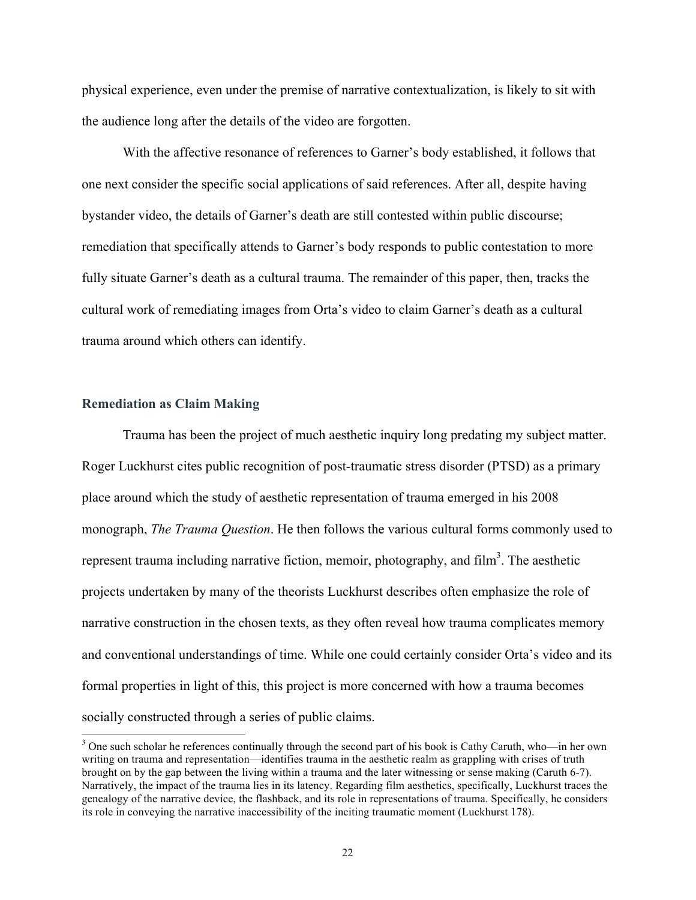physical experience, even under the premise of narrative contextualization, is likely to sit with the audience long after the details of the video are forgotten.

With the affective resonance of references to Garner's body established, it follows that one next consider the specific social applications of said references. After all, despite having bystander video, the details of Garner's death are still contested within public discourse; remediation that specifically attends to Garner's body responds to public contestation to more fully situate Garner's death as a cultural trauma. The remainder of this paper, then, tracks the cultural work of remediating images from Orta's video to claim Garner's death as a cultural trauma around which others can identify.

## Remediation as Claim Making

Trauma has been the project of much aesthetic inquiry long predating my subject matter. Roger Luckhurst cites public recognition of post-traumatic stress disorder (PTSD) as a primary place around which the study of aesthetic representation of trauma emerged in his 2008 monograph, *The Trauma Question*. He then follows the various cultural forms commonly used to represent trauma including narrative fiction, memoir, photography, and film[3]. The aesthetic projects undertaken by many of the theorists Luckhurst describes often emphasize the role of narrative construction in the chosen texts, as they often reveal how trauma complicates memory and conventional understandings of time. While one could certainly consider Orta's video and its formal properties in light of this, this project is more concerned with how a trauma becomes socially constructed through a series of public claims.

[3] One such scholar he references continually through the second part of his book is Cathy Caruth, who—in her own writing on trauma and representation—identifies trauma in the aesthetic realm as grappling with crises of truth brought on by the gap between the living within a trauma and the later witnessing or sense making (Caruth 6-7). Narratively, the impact of the trauma lies in its latency. Regarding film aesthetics, specifically, Luckhurst traces the genealogy of the narrative device, the flashback, and its role in representations of trauma. Specifically, he considers its role in conveying the narrative inaccessibility of the inciting traumatic moment (Luckhurst 178).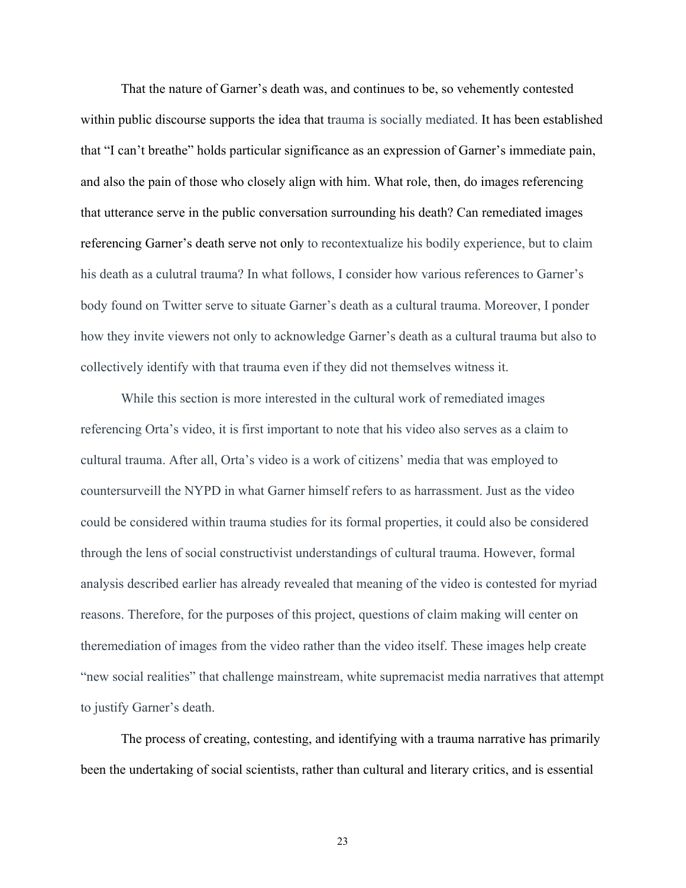That the nature of Garner's death was, and continues to be, so vehemently contested within public discourse supports the idea that trauma is socially mediated. It has been established that "I can't breathe" holds particular significance as an expression of Garner's immediate pain, and also the pain of those who closely align with him. What role, then, do images referencing that utterance serve in the public conversation surrounding his death? Can remediated images referencing Garner's death serve not only to recontextualize his bodily experience, but to claim his death as a culutral trauma? In what follows, I consider how various references to Garner's body found on Twitter serve to situate Garner's death as a cultural trauma. Moreover, I ponder how they invite viewers not only to acknowledge Garner's death as a cultural trauma but also to collectively identify with that trauma even if they did not themselves witness it.

While this section is more interested in the cultural work of remediated images referencing Orta's video, it is first important to note that his video also serves as a claim to cultural trauma. After all, Orta's video is a work of citizens' media that was employed to countersurveill the NYPD in what Garner himself refers to as harrassment. Just as the video could be considered within trauma studies for its formal properties, it could also be considered through the lens of social constructivist understandings of cultural trauma. However, formal analysis described earlier has already revealed that meaning of the video is contested for myriad reasons. Therefore, for the purposes of this project, questions of claim making will center on theremediation of images from the video rather than the video itself. These images help create "new social realities" that challenge mainstream, white supremacist media narratives that attempt to justify Garner's death.

The process of creating, contesting, and identifying with a trauma narrative has primarily been the undertaking of social scientists, rather than cultural and literary critics, and is essential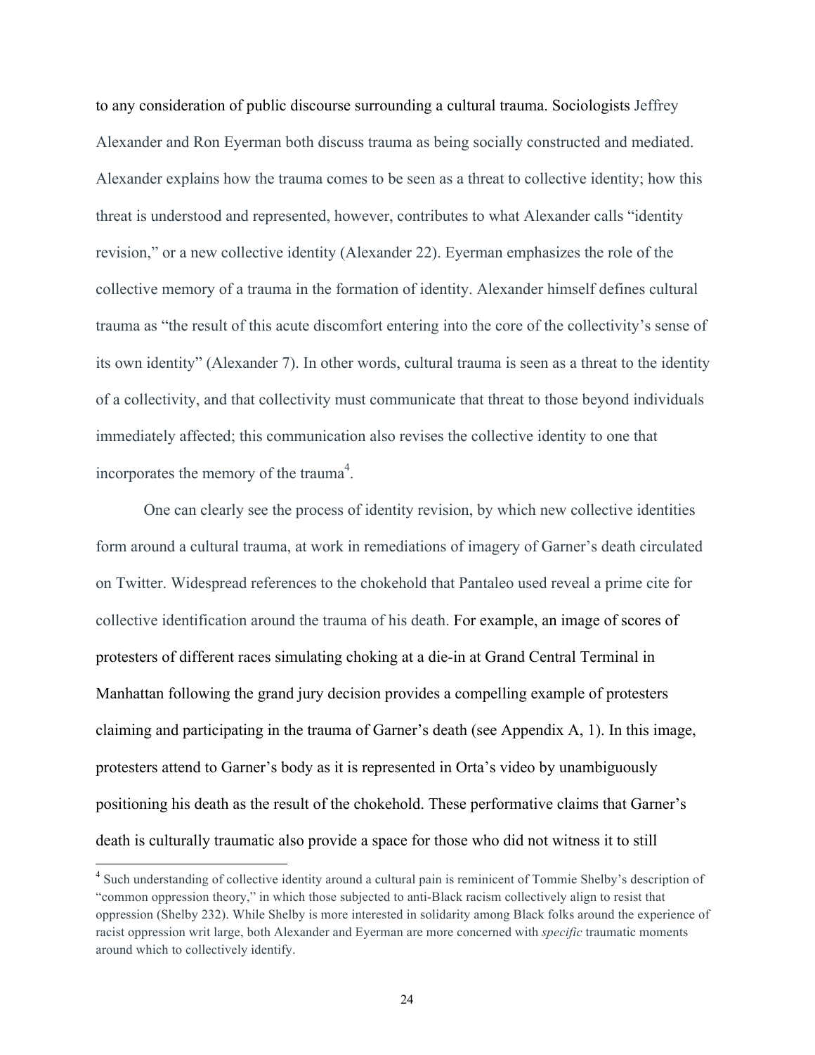to any consideration of public discourse surrounding a cultural trauma. Sociologists Jeffrey Alexander and Ron Eyerman both discuss trauma as being socially constructed and mediated. Alexander explains how the trauma comes to be seen as a threat to collective identity; how this threat is understood and represented, however, contributes to what Alexander calls "identity revision," or a new collective identity (Alexander 22). Eyerman emphasizes the role of the collective memory of a trauma in the formation of identity. Alexander himself defines cultural trauma as "the result of this acute discomfort entering into the core of the collectivity's sense of its own identity" (Alexander 7). In other words, cultural trauma is seen as a threat to the identity of a collectivity, and that collectivity must communicate that threat to those beyond individuals immediately affected; this communication also revises the collective identity to one that incorporates the memory of the trauma[4].

One can clearly see the process of identity revision, by which new collective identities form around a cultural trauma, at work in remediations of imagery of Garner's death circulated on Twitter. Widespread references to the chokehold that Pantaleo used reveal a prime cite for collective identification around the trauma of his death. For example, an image of scores of protesters of different races simulating choking at a die-in at Grand Central Terminal in Manhattan following the grand jury decision provides a compelling example of protesters claiming and participating in the trauma of Garner's death (see Appendix A, 1). In this image, protesters attend to Garner's body as it is represented in Orta's video by unambiguously positioning his death as the result of the chokehold. These performative claims that Garner's death is culturally traumatic also provide a space for those who did not witness it to still

---

[4] Such understanding of collective identity around a cultural pain is reminicent of Tommie Shelby's description of "common oppression theory," in which those subjected to anti-Black racism collectively align to resist that oppression (Shelby 232). While Shelby is more interested in solidarity among Black folks around the experience of racist oppression writ large, both Alexander and Eyerman are more concerned with *specific* traumatic moments around which to collectively identify.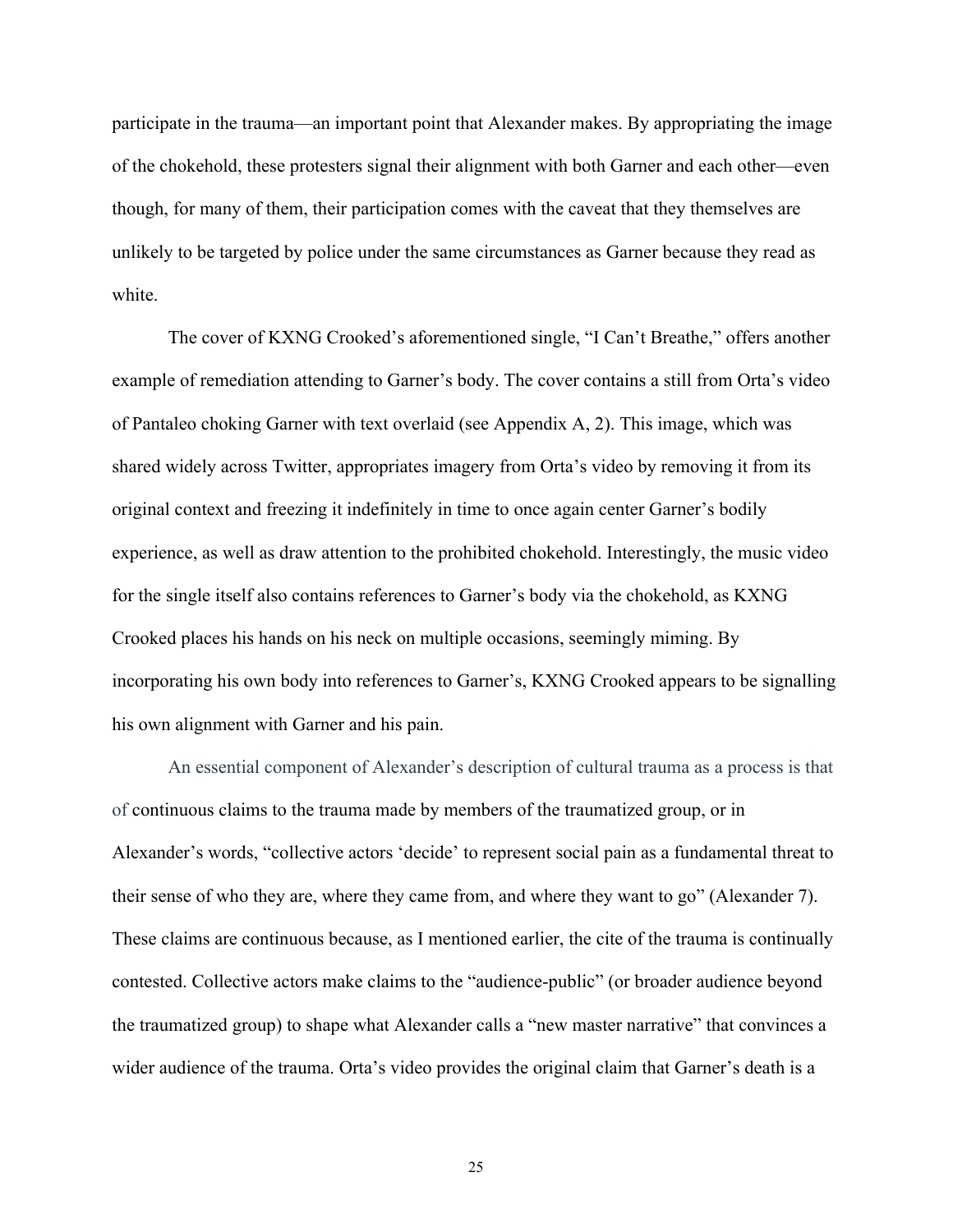participate in the trauma—an important point that Alexander makes. By appropriating the image of the chokehold, these protesters signal their alignment with both Garner and each other—even though, for many of them, their participation comes with the caveat that they themselves are unlikely to be targeted by police under the same circumstances as Garner because they read as white.

The cover of KXNG Crooked's aforementioned single, "I Can't Breathe," offers another example of remediation attending to Garner's body. The cover contains a still from Orta's video of Pantaleo choking Garner with text overlaid (see Appendix A, 2). This image, which was shared widely across Twitter, appropriates imagery from Orta's video by removing it from its original context and freezing it indefinitely in time to once again center Garner's bodily experience, as well as draw attention to the prohibited chokehold. Interestingly, the music video for the single itself also contains references to Garner's body via the chokehold, as KXNG Crooked places his hands on his neck on multiple occasions, seemingly miming. By incorporating his own body into references to Garner's, KXNG Crooked appears to be signalling his own alignment with Garner and his pain.

An essential component of Alexander's description of cultural trauma as a process is that of continuous claims to the trauma made by members of the traumatized group, or in Alexander's words, "collective actors 'decide' to represent social pain as a fundamental threat to their sense of who they are, where they came from, and where they want to go" (Alexander 7). These claims are continuous because, as I mentioned earlier, the cite of the trauma is continually contested. Collective actors make claims to the "audience-public" (or broader audience beyond the traumatized group) to shape what Alexander calls a "new master narrative" that convinces a wider audience of the trauma. Orta's video provides the original claim that Garner's death is a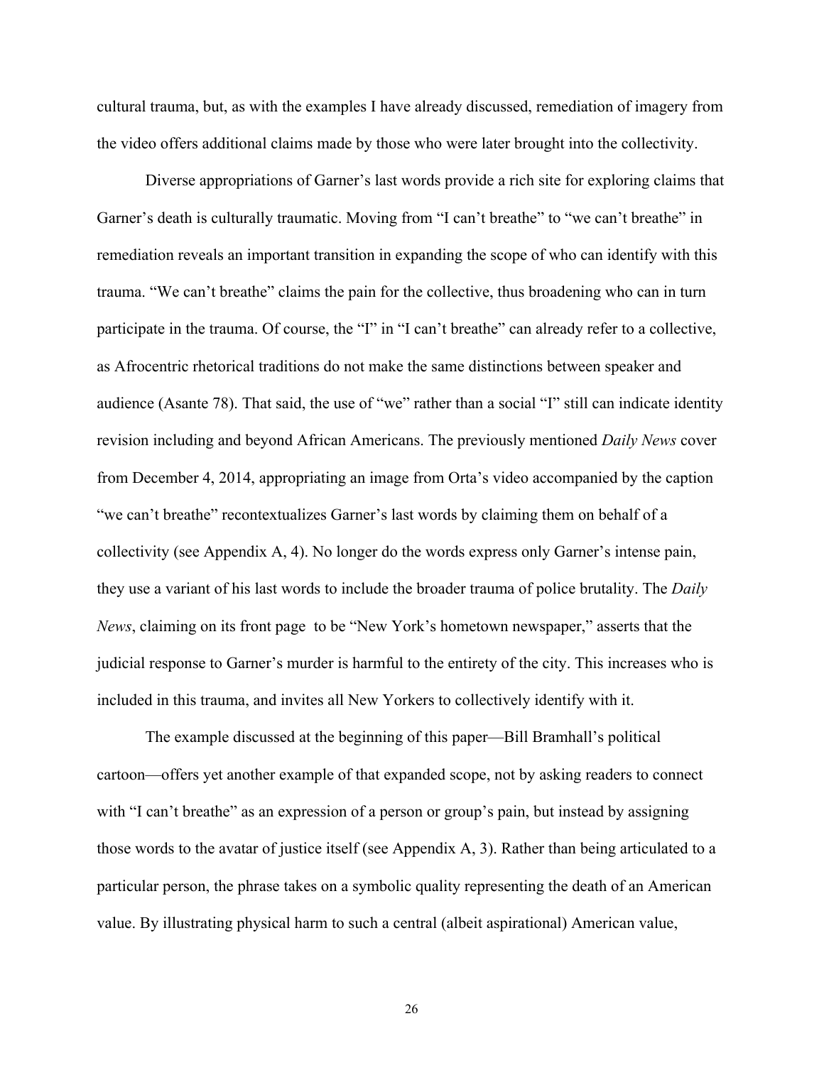cultural trauma, but, as with the examples I have already discussed, remediation of imagery from the video offers additional claims made by those who were later brought into the collectivity.

Diverse appropriations of Garner's last words provide a rich site for exploring claims that Garner's death is culturally traumatic. Moving from "I can't breathe" to "we can't breathe" in remediation reveals an important transition in expanding the scope of who can identify with this trauma. "We can't breathe" claims the pain for the collective, thus broadening who can in turn participate in the trauma. Of course, the "I" in "I can't breathe" can already refer to a collective, as Afrocentric rhetorical traditions do not make the same distinctions between speaker and audience (Asante 78). That said, the use of "we" rather than a social "I" still can indicate identity revision including and beyond African Americans. The previously mentioned *Daily News* cover from December 4, 2014, appropriating an image from Orta's video accompanied by the caption "we can't breathe" recontextualizes Garner's last words by claiming them on behalf of a collectivity (see Appendix A, 4). No longer do the words express only Garner's intense pain, they use a variant of his last words to include the broader trauma of police brutality. The *Daily News*, claiming on its front page to be "New York's hometown newspaper," asserts that the judicial response to Garner's murder is harmful to the entirety of the city. This increases who is included in this trauma, and invites all New Yorkers to collectively identify with it.

The example discussed at the beginning of this paper—Bill Bramhall's political cartoon—offers yet another example of that expanded scope, not by asking readers to connect with "I can't breathe" as an expression of a person or group's pain, but instead by assigning those words to the avatar of justice itself (see Appendix A, 3). Rather than being articulated to a particular person, the phrase takes on a symbolic quality representing the death of an American value. By illustrating physical harm to such a central (albeit aspirational) American value,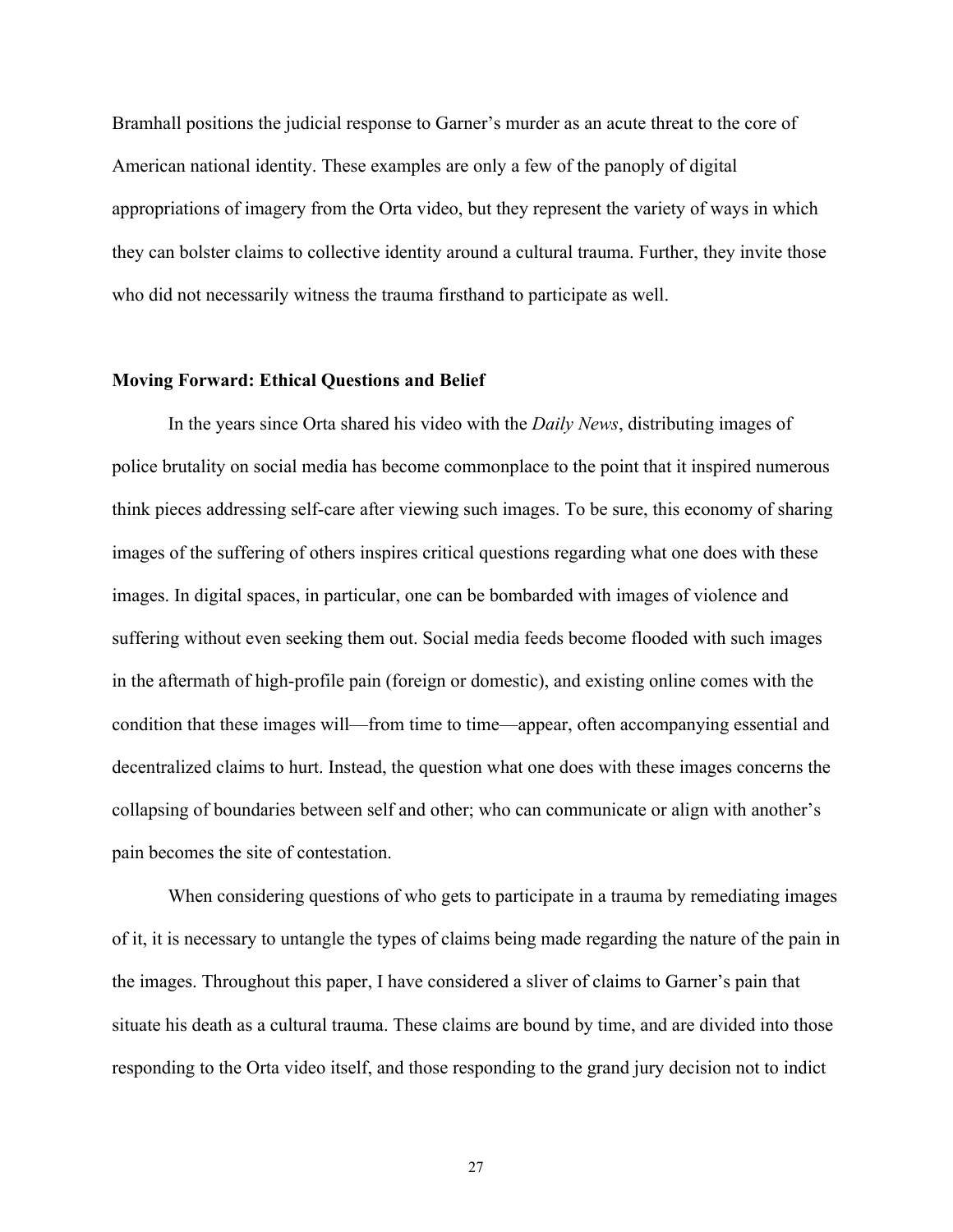Bramhall positions the judicial response to Garner's murder as an acute threat to the core of American national identity. These examples are only a few of the panoply of digital appropriations of imagery from the Orta video, but they represent the variety of ways in which they can bolster claims to collective identity around a cultural trauma. Further, they invite those who did not necessarily witness the trauma firsthand to participate as well.

**Moving Forward: Ethical Questions and Belief**

In the years since Orta shared his video with the *Daily News*, distributing images of police brutality on social media has become commonplace to the point that it inspired numerous think pieces addressing self-care after viewing such images. To be sure, this economy of sharing images of the suffering of others inspires critical questions regarding what one does with these images. In digital spaces, in particular, one can be bombarded with images of violence and suffering without even seeking them out. Social media feeds become flooded with such images in the aftermath of high-profile pain (foreign or domestic), and existing online comes with the condition that these images will—from time to time—appear, often accompanying essential and decentralized claims to hurt. Instead, the question what one does with these images concerns the collapsing of boundaries between self and other; who can communicate or align with another's pain becomes the site of contestation.

When considering questions of who gets to participate in a trauma by remediating images of it, it is necessary to untangle the types of claims being made regarding the nature of the pain in the images. Throughout this paper, I have considered a sliver of claims to Garner's pain that situate his death as a cultural trauma. These claims are bound by time, and are divided into those responding to the Orta video itself, and those responding to the grand jury decision not to indict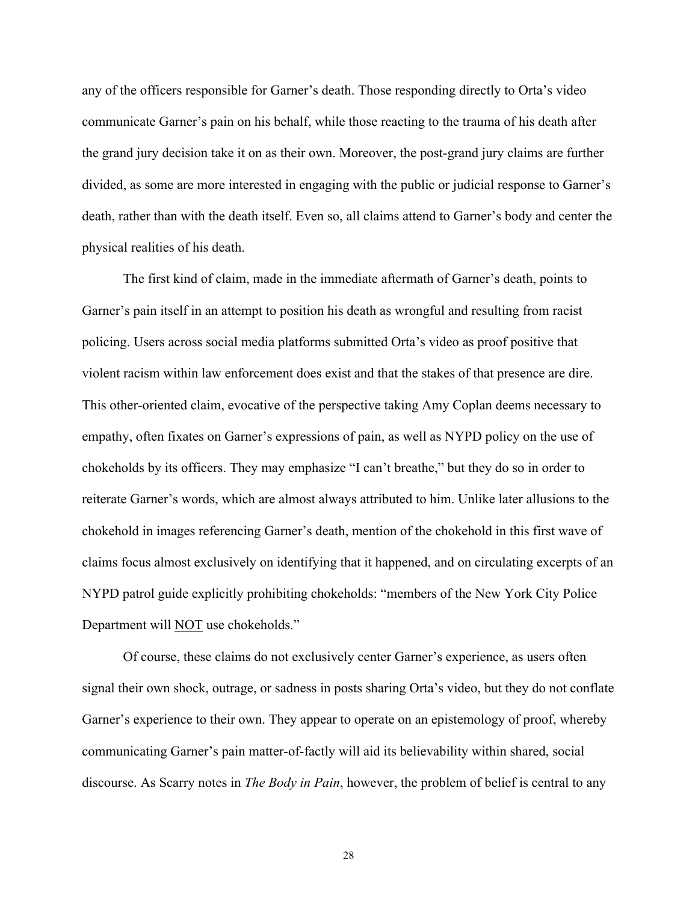any of the officers responsible for Garner's death. Those responding directly to Orta's video communicate Garner's pain on his behalf, while those reacting to the trauma of his death after the grand jury decision take it on as their own. Moreover, the post-grand jury claims are further divided, as some are more interested in engaging with the public or judicial response to Garner's death, rather than with the death itself. Even so, all claims attend to Garner's body and center the physical realities of his death.

The first kind of claim, made in the immediate aftermath of Garner's death, points to Garner's pain itself in an attempt to position his death as wrongful and resulting from racist policing. Users across social media platforms submitted Orta's video as proof positive that violent racism within law enforcement does exist and that the stakes of that presence are dire. This other-oriented claim, evocative of the perspective taking Amy Coplan deems necessary to empathy, often fixates on Garner's expressions of pain, as well as NYPD policy on the use of chokeholds by its officers. They may emphasize "I can't breathe," but they do so in order to reiterate Garner's words, which are almost always attributed to him. Unlike later allusions to the chokehold in images referencing Garner's death, mention of the chokehold in this first wave of claims focus almost exclusively on identifying that it happened, and on circulating excerpts of an NYPD patrol guide explicitly prohibiting chokeholds: "members of the New York City Police Department will <u>NOT</u> use chokeholds."

Of course, these claims do not exclusively center Garner's experience, as users often signal their own shock, outrage, or sadness in posts sharing Orta's video, but they do not conflate Garner's experience to their own. They appear to operate on an epistemology of proof, whereby communicating Garner's pain matter-of-factly will aid its believability within shared, social discourse. As Scarry notes in *The Body in Pain*, however, the problem of belief is central to any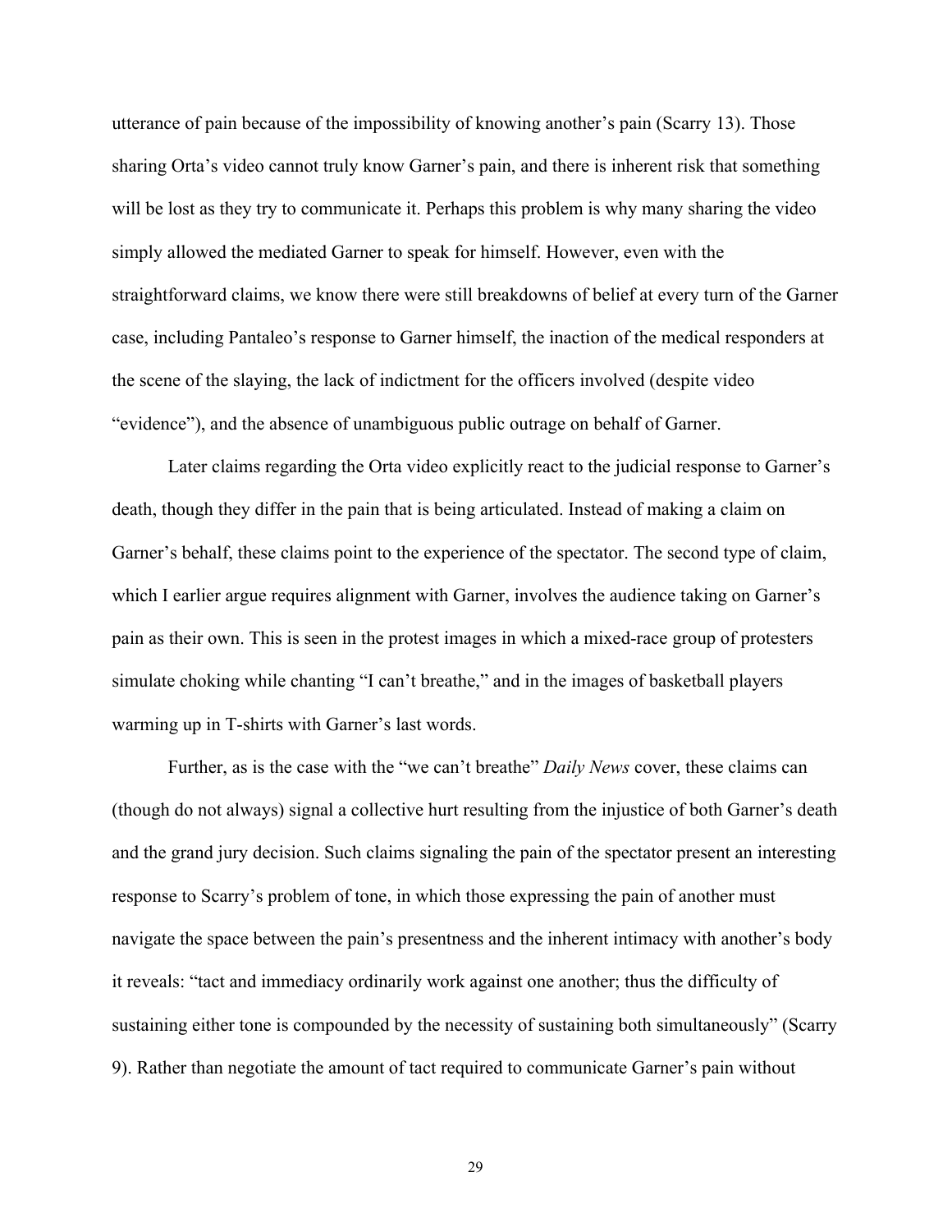utterance of pain because of the impossibility of knowing another's pain (Scarry 13). Those sharing Orta's video cannot truly know Garner's pain, and there is inherent risk that something will be lost as they try to communicate it. Perhaps this problem is why many sharing the video simply allowed the mediated Garner to speak for himself. However, even with the straightforward claims, we know there were still breakdowns of belief at every turn of the Garner case, including Pantaleo's response to Garner himself, the inaction of the medical responders at the scene of the slaying, the lack of indictment for the officers involved (despite video "evidence"), and the absence of unambiguous public outrage on behalf of Garner.

Later claims regarding the Orta video explicitly react to the judicial response to Garner's death, though they differ in the pain that is being articulated. Instead of making a claim on Garner's behalf, these claims point to the experience of the spectator. The second type of claim, which I earlier argue requires alignment with Garner, involves the audience taking on Garner's pain as their own. This is seen in the protest images in which a mixed-race group of protesters simulate choking while chanting "I can't breathe," and in the images of basketball players warming up in T-shirts with Garner's last words.

Further, as is the case with the "we can't breathe" *Daily News* cover, these claims can (though do not always) signal a collective hurt resulting from the injustice of both Garner's death and the grand jury decision. Such claims signaling the pain of the spectator present an interesting response to Scarry's problem of tone, in which those expressing the pain of another must navigate the space between the pain's presentness and the inherent intimacy with another's body it reveals: "tact and immediacy ordinarily work against one another; thus the difficulty of sustaining either tone is compounded by the necessity of sustaining both simultaneously" (Scarry 9). Rather than negotiate the amount of tact required to communicate Garner's pain without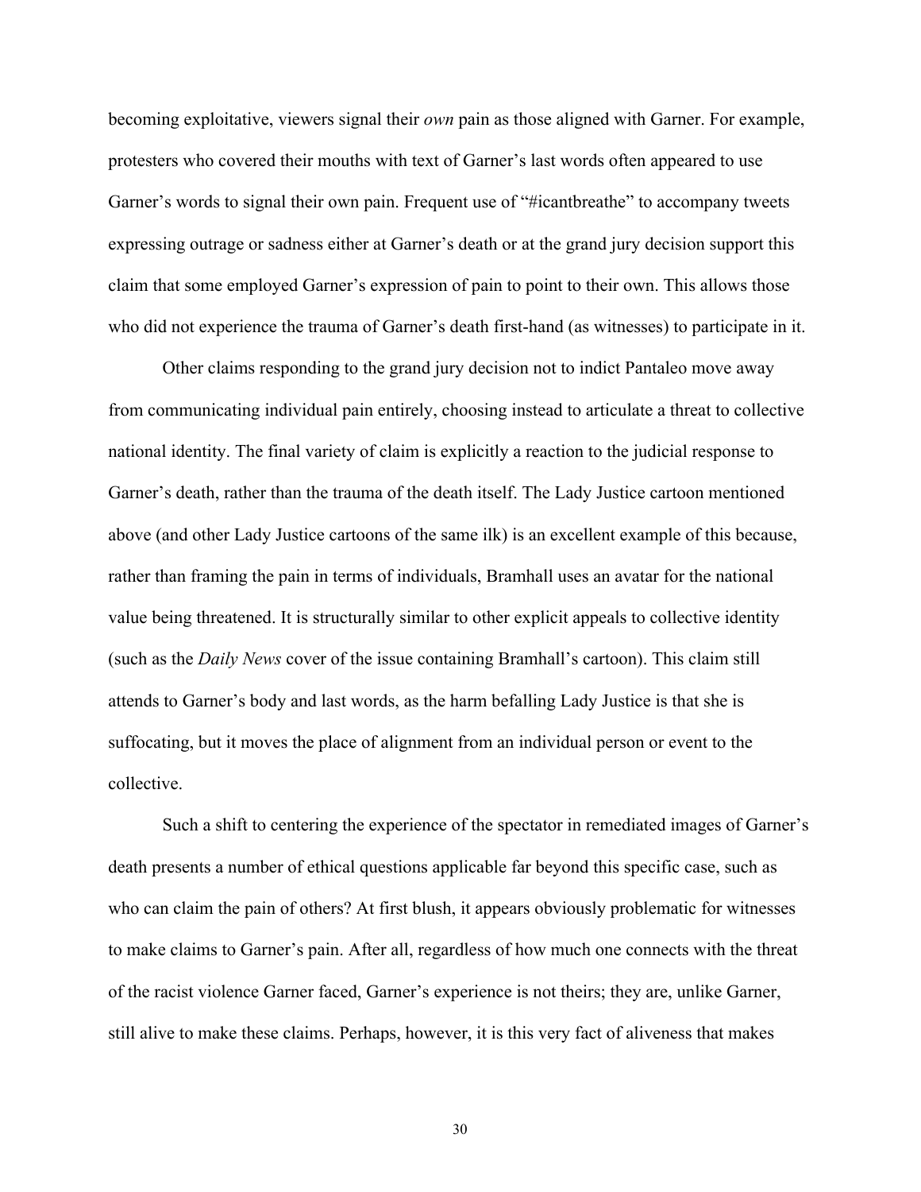becoming exploitative, viewers signal their *own* pain as those aligned with Garner. For example, protesters who covered their mouths with text of Garner's last words often appeared to use Garner's words to signal their own pain. Frequent use of "#icantbreathe" to accompany tweets expressing outrage or sadness either at Garner's death or at the grand jury decision support this claim that some employed Garner's expression of pain to point to their own. This allows those who did not experience the trauma of Garner's death first-hand (as witnesses) to participate in it.

Other claims responding to the grand jury decision not to indict Pantaleo move away from communicating individual pain entirely, choosing instead to articulate a threat to collective national identity. The final variety of claim is explicitly a reaction to the judicial response to Garner's death, rather than the trauma of the death itself. The Lady Justice cartoon mentioned above (and other Lady Justice cartoons of the same ilk) is an excellent example of this because, rather than framing the pain in terms of individuals, Bramhall uses an avatar for the national value being threatened. It is structurally similar to other explicit appeals to collective identity (such as the *Daily News* cover of the issue containing Bramhall's cartoon). This claim still attends to Garner's body and last words, as the harm befalling Lady Justice is that she is suffocating, but it moves the place of alignment from an individual person or event to the collective.

Such a shift to centering the experience of the spectator in remediated images of Garner's death presents a number of ethical questions applicable far beyond this specific case, such as who can claim the pain of others? At first blush, it appears obviously problematic for witnesses to make claims to Garner's pain. After all, regardless of how much one connects with the threat of the racist violence Garner faced, Garner's experience is not theirs; they are, unlike Garner, still alive to make these claims. Perhaps, however, it is this very fact of aliveness that makes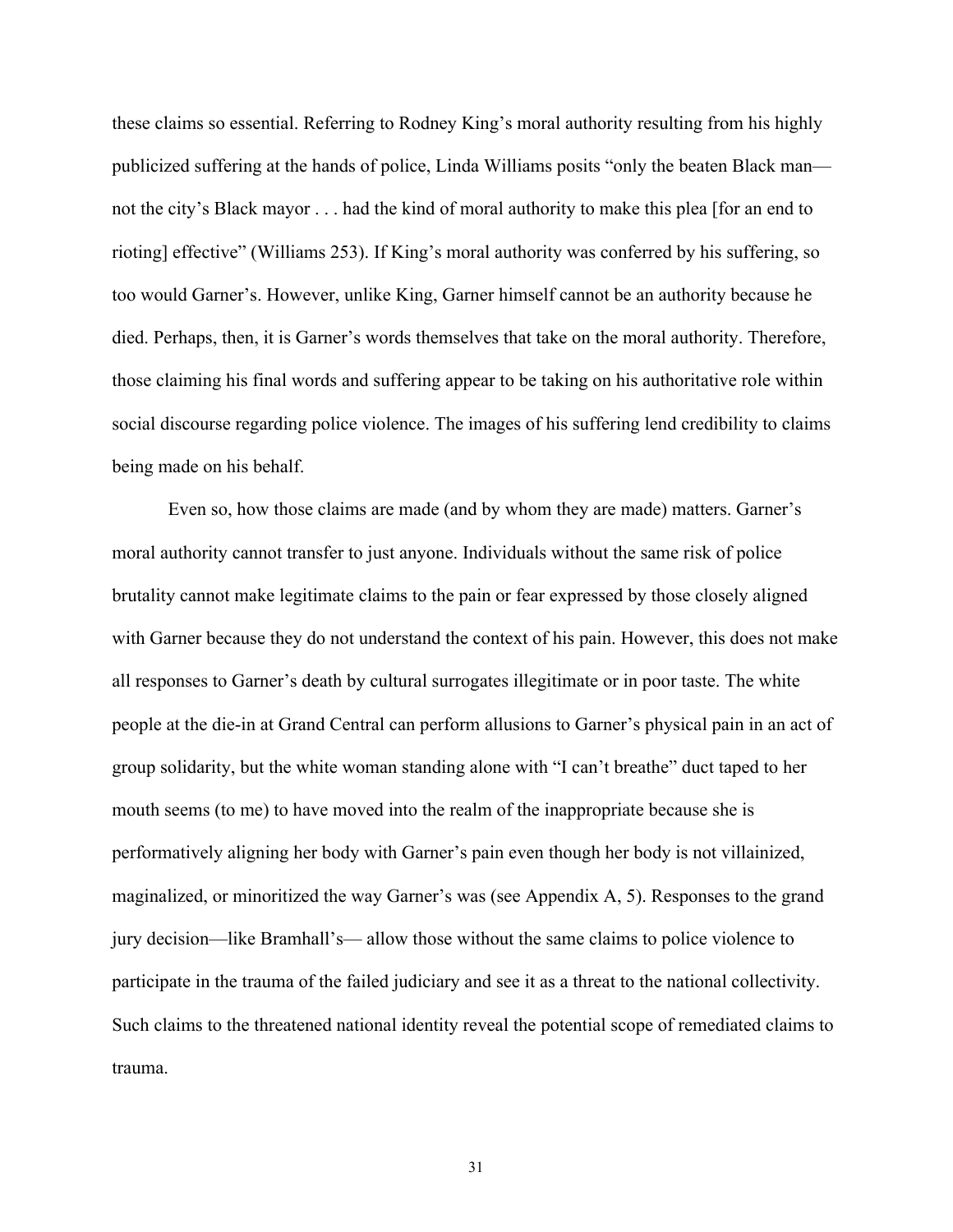these claims so essential. Referring to Rodney King's moral authority resulting from his highly publicized suffering at the hands of police, Linda Williams posits "only the beaten Black man—not the city's Black mayor . . . had the kind of moral authority to make this plea [for an end to rioting] effective" (Williams 253). If King's moral authority was conferred by his suffering, so too would Garner's. However, unlike King, Garner himself cannot be an authority because he died. Perhaps, then, it is Garner's words themselves that take on the moral authority. Therefore, those claiming his final words and suffering appear to be taking on his authoritative role within social discourse regarding police violence. The images of his suffering lend credibility to claims being made on his behalf.

Even so, how those claims are made (and by whom they are made) matters. Garner's moral authority cannot transfer to just anyone. Individuals without the same risk of police brutality cannot make legitimate claims to the pain or fear expressed by those closely aligned with Garner because they do not understand the context of his pain. However, this does not make all responses to Garner's death by cultural surrogates illegitimate or in poor taste. The white people at the die-in at Grand Central can perform allusions to Garner's physical pain in an act of group solidarity, but the white woman standing alone with "I can't breathe" duct taped to her mouth seems (to me) to have moved into the realm of the inappropriate because she is performatively aligning her body with Garner's pain even though her body is not villainized, maginalized, or minoritized the way Garner's was (see Appendix A, 5). Responses to the grand jury decision—like Bramhall's— allow those without the same claims to police violence to participate in the trauma of the failed judiciary and see it as a threat to the national collectivity. Such claims to the threatened national identity reveal the potential scope of remediated claims to trauma.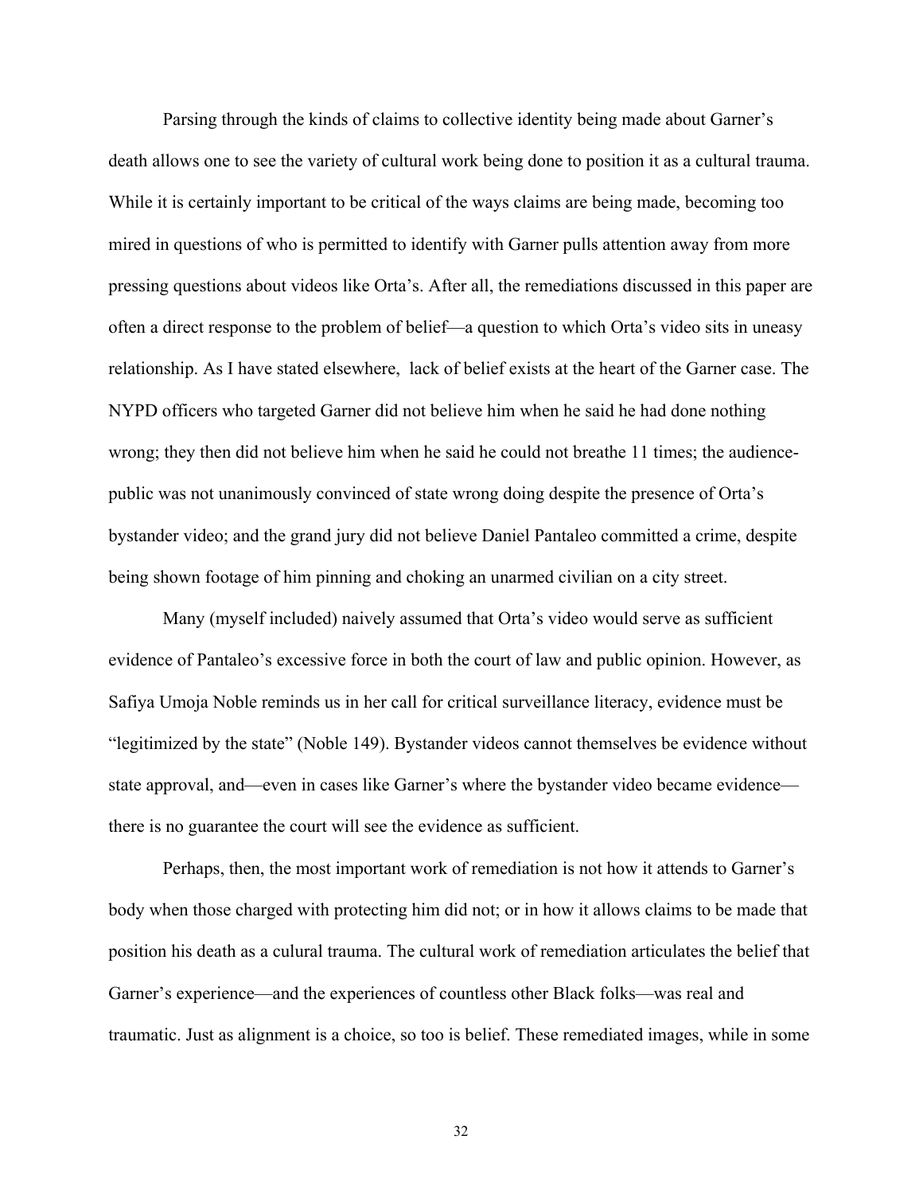Parsing through the kinds of claims to collective identity being made about Garner's death allows one to see the variety of cultural work being done to position it as a cultural trauma. While it is certainly important to be critical of the ways claims are being made, becoming too mired in questions of who is permitted to identify with Garner pulls attention away from more pressing questions about videos like Orta's. After all, the remediations discussed in this paper are often a direct response to the problem of belief—a question to which Orta's video sits in uneasy relationship. As I have stated elsewhere, lack of belief exists at the heart of the Garner case. The NYPD officers who targeted Garner did not believe him when he said he had done nothing wrong; they then did not believe him when he said he could not breathe 11 times; the audience-public was not unanimously convinced of state wrong doing despite the presence of Orta's bystander video; and the grand jury did not believe Daniel Pantaleo committed a crime, despite being shown footage of him pinning and choking an unarmed civilian on a city street.

Many (myself included) naively assumed that Orta's video would serve as sufficient evidence of Pantaleo's excessive force in both the court of law and public opinion. However, as Safiya Umoja Noble reminds us in her call for critical surveillance literacy, evidence must be "legitimized by the state" (Noble 149). Bystander videos cannot themselves be evidence without state approval, and—even in cases like Garner's where the bystander video became evidence—there is no guarantee the court will see the evidence as sufficient.

Perhaps, then, the most important work of remediation is not how it attends to Garner's body when those charged with protecting him did not; or in how it allows claims to be made that position his death as a culural trauma. The cultural work of remediation articulates the belief that Garner's experience—and the experiences of countless other Black folks—was real and traumatic. Just as alignment is a choice, so too is belief. These remediated images, while in some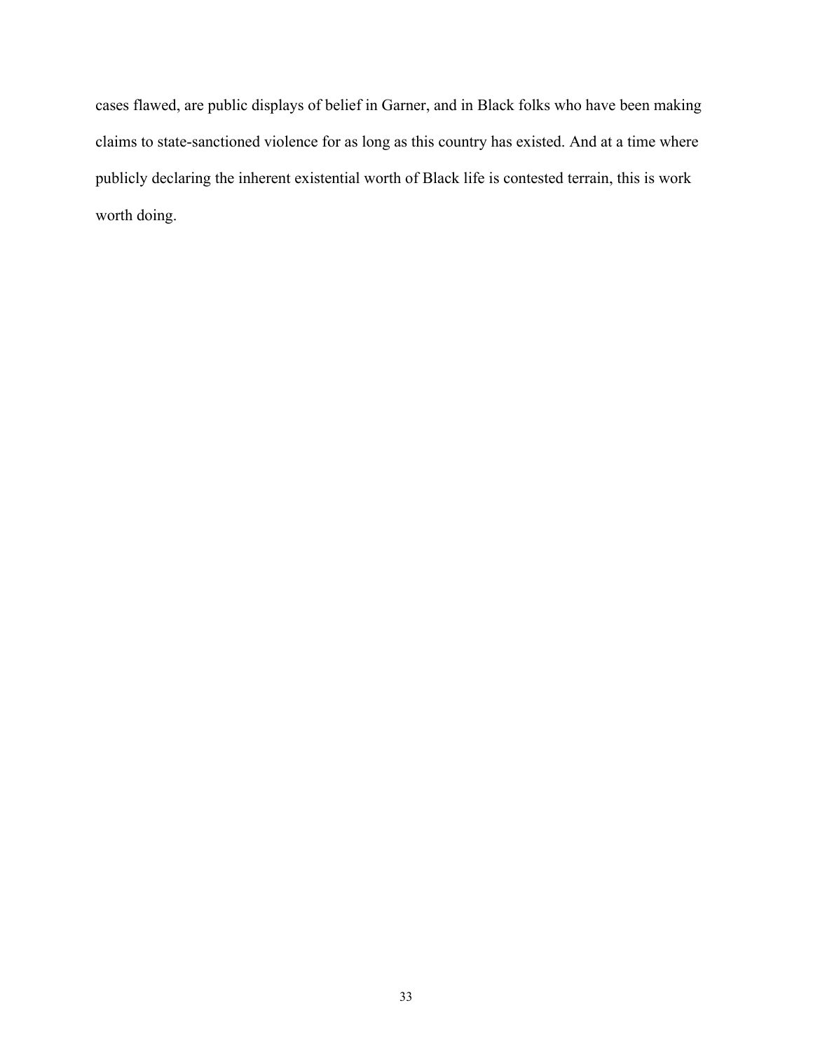cases flawed, are public displays of belief in Garner, and in Black folks who have been making claims to state-sanctioned violence for as long as this country has existed. And at a time where publicly declaring the inherent existential worth of Black life is contested terrain, this is work worth doing.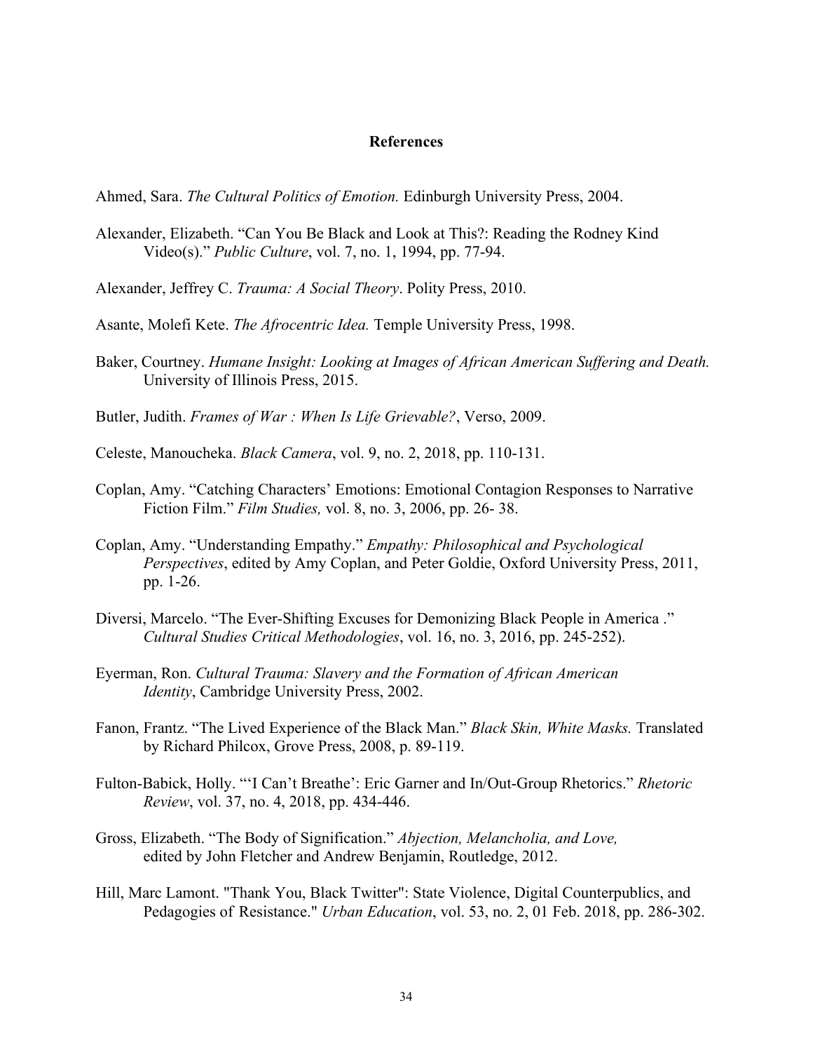## References

Ahmed, Sara. *The Cultural Politics of Emotion.* Edinburgh University Press, 2004.

Alexander, Elizabeth. "Can You Be Black and Look at This?: Reading the Rodney Kind Video(s)." *Public Culture*, vol. 7, no. 1, 1994, pp. 77-94.

Alexander, Jeffrey C. *Trauma: A Social Theory*. Polity Press, 2010.

Asante, Molefi Kete. *The Afrocentric Idea.* Temple University Press, 1998.

Baker, Courtney. *Humane Insight: Looking at Images of African American Suffering and Death.* University of Illinois Press, 2015.

Butler, Judith. *Frames of War : When Is Life Grievable?*, Verso, 2009.

Celeste, Manoucheka. *Black Camera*, vol. 9, no. 2, 2018, pp. 110-131.

Coplan, Amy. "Catching Characters' Emotions: Emotional Contagion Responses to Narrative Fiction Film." *Film Studies,* vol. 8, no. 3, 2006, pp. 26- 38.

Coplan, Amy. "Understanding Empathy." *Empathy: Philosophical and Psychological Perspectives*, edited by Amy Coplan, and Peter Goldie, Oxford University Press, 2011, pp. 1-26.

Diversi, Marcelo. "The Ever-Shifting Excuses for Demonizing Black People in America ." *Cultural Studies Critical Methodologies*, vol. 16, no. 3, 2016, pp. 245-252).

Eyerman, Ron. *Cultural Trauma: Slavery and the Formation of African American Identity*, Cambridge University Press, 2002.

Fanon, Frantz. "The Lived Experience of the Black Man." *Black Skin, White Masks.* Translated by Richard Philcox, Grove Press, 2008, p. 89-119.

Fulton-Babick, Holly. "'I Can't Breathe': Eric Garner and In/Out-Group Rhetorics." *Rhetoric Review*, vol. 37, no. 4, 2018, pp. 434-446.

Gross, Elizabeth. "The Body of Signification." *Abjection, Melancholia, and Love,* edited by John Fletcher and Andrew Benjamin, Routledge, 2012.

Hill, Marc Lamont. "Thank You, Black Twitter": State Violence, Digital Counterpublics, and Pedagogies of Resistance." *Urban Education*, vol. 53, no. 2, 01 Feb. 2018, pp. 286-302.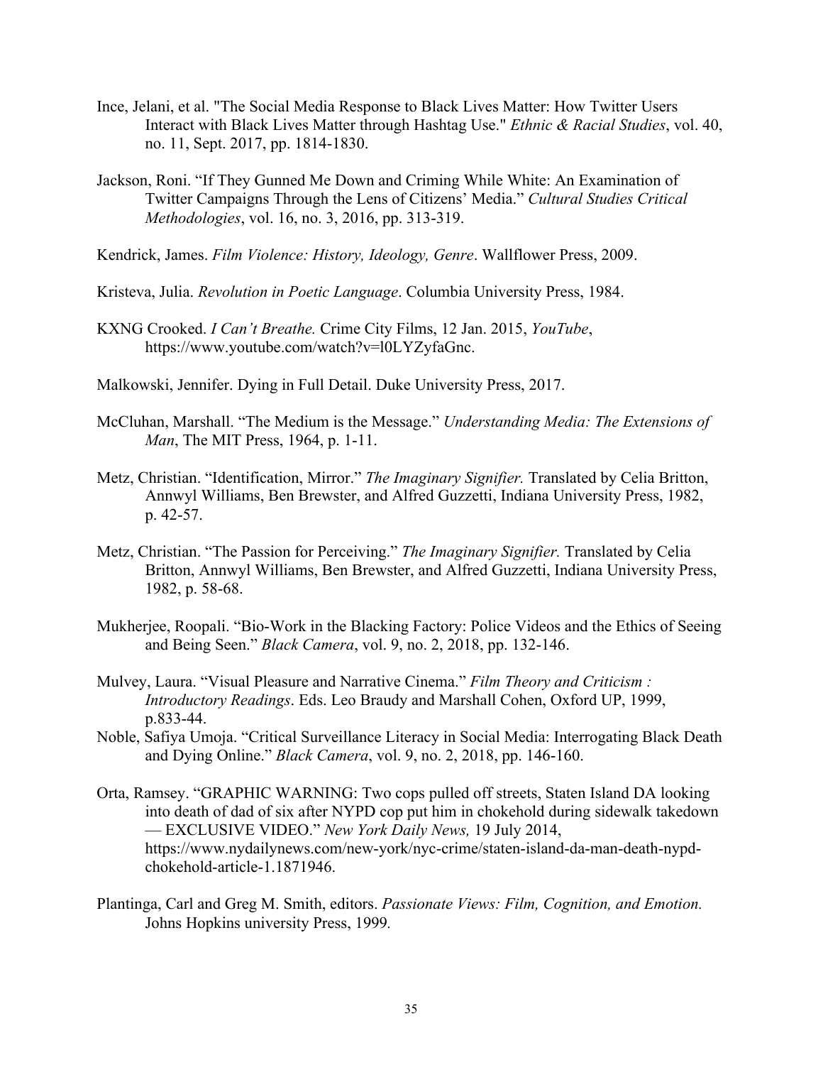Ince, Jelani, et al. "The Social Media Response to Black Lives Matter: How Twitter Users Interact with Black Lives Matter through Hashtag Use." *Ethnic & Racial Studies*, vol. 40, no. 11, Sept. 2017, pp. 1814-1830.

Jackson, Roni. "If They Gunned Me Down and Criming While White: An Examination of Twitter Campaigns Through the Lens of Citizens' Media." *Cultural Studies Critical Methodologies*, vol. 16, no. 3, 2016, pp. 313-319.

Kendrick, James. *Film Violence: History, Ideology, Genre*. Wallflower Press, 2009.

Kristeva, Julia. *Revolution in Poetic Language*. Columbia University Press, 1984.

KXNG Crooked. *I Can't Breathe.* Crime City Films, 12 Jan. 2015, *YouTube*, https://www.youtube.com/watch?v=l0LYZyfaGnc.

Malkowski, Jennifer. Dying in Full Detail. Duke University Press, 2017.

McCluhan, Marshall. "The Medium is the Message." *Understanding Media: The Extensions of Man*, The MIT Press, 1964, p. 1-11.

Metz, Christian. "Identification, Mirror." *The Imaginary Signifier.* Translated by Celia Britton, Annwyl Williams, Ben Brewster, and Alfred Guzzetti, Indiana University Press, 1982, p. 42-57.

Metz, Christian. "The Passion for Perceiving." *The Imaginary Signifier.* Translated by Celia Britton, Annwyl Williams, Ben Brewster, and Alfred Guzzetti, Indiana University Press, 1982, p. 58-68.

Mukherjee, Roopali. "Bio-Work in the Blacking Factory: Police Videos and the Ethics of Seeing and Being Seen." *Black Camera*, vol. 9, no. 2, 2018, pp. 132-146.

Mulvey, Laura. "Visual Pleasure and Narrative Cinema." *Film Theory and Criticism : Introductory Readings*. Eds. Leo Braudy and Marshall Cohen, Oxford UP, 1999, p.833-44.

Noble, Safiya Umoja. "Critical Surveillance Literacy in Social Media: Interrogating Black Death and Dying Online." *Black Camera*, vol. 9, no. 2, 2018, pp. 146-160.

Orta, Ramsey. "GRAPHIC WARNING: Two cops pulled off streets, Staten Island DA looking into death of dad of six after NYPD cop put him in chokehold during sidewalk takedown — EXCLUSIVE VIDEO." *New York Daily News,* 19 July 2014, https://www.nydailynews.com/new-york/nyc-crime/staten-island-da-man-death-nypd-chokehold-article-1.1871946.

Plantinga, Carl and Greg M. Smith, editors. *Passionate Views: Film, Cognition, and Emotion.* Johns Hopkins university Press, 1999.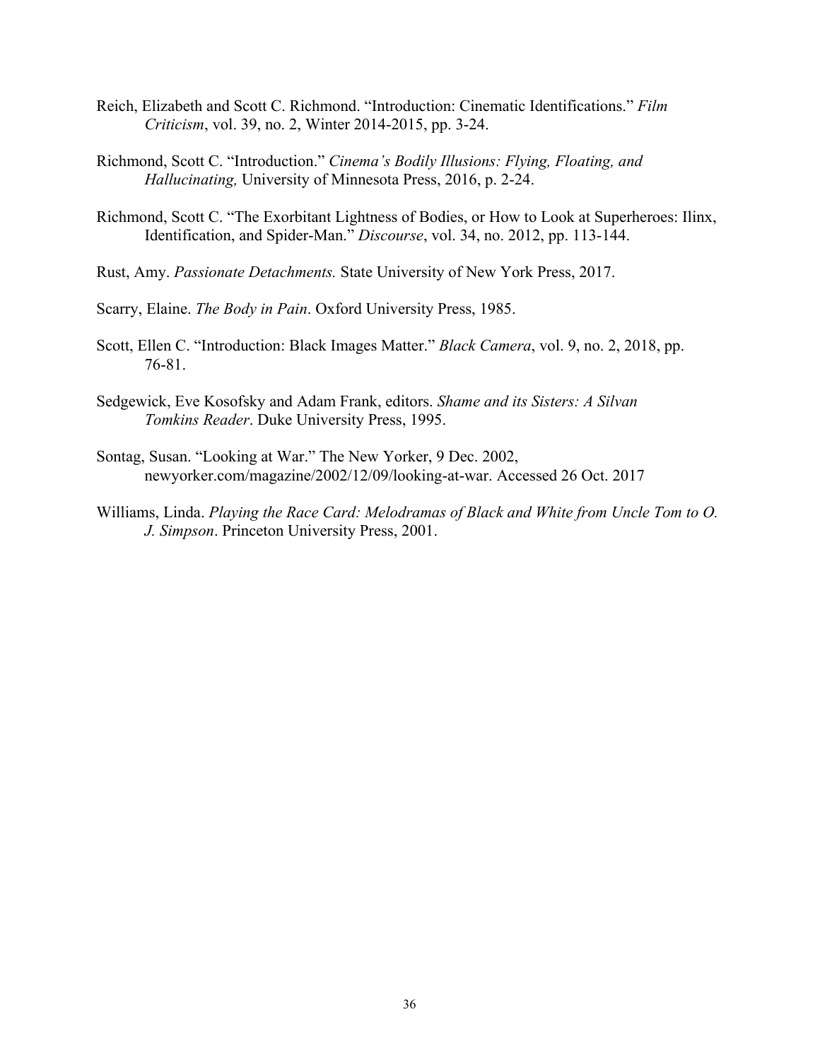Reich, Elizabeth and Scott C. Richmond. "Introduction: Cinematic Identifications." *Film Criticism*, vol. 39, no. 2, Winter 2014-2015, pp. 3-24.

Richmond, Scott C. "Introduction." *Cinema's Bodily Illusions: Flying, Floating, and Hallucinating,* University of Minnesota Press, 2016, p. 2-24.

Richmond, Scott C. "The Exorbitant Lightness of Bodies, or How to Look at Superheroes: Ilinx, Identification, and Spider-Man." *Discourse*, vol. 34, no. 2012, pp. 113-144.

Rust, Amy. *Passionate Detachments.* State University of New York Press, 2017.

Scarry, Elaine. *The Body in Pain*. Oxford University Press, 1985.

Scott, Ellen C. "Introduction: Black Images Matter." *Black Camera*, vol. 9, no. 2, 2018, pp. 76-81.

Sedgewick, Eve Kosofsky and Adam Frank, editors. *Shame and its Sisters: A Silvan Tomkins Reader*. Duke University Press, 1995.

Sontag, Susan. "Looking at War." The New Yorker, 9 Dec. 2002, newyorker.com/magazine/2002/12/09/looking-at-war. Accessed 26 Oct. 2017

Williams, Linda. *Playing the Race Card: Melodramas of Black and White from Uncle Tom to O. J. Simpson*. Princeton University Press, 2001.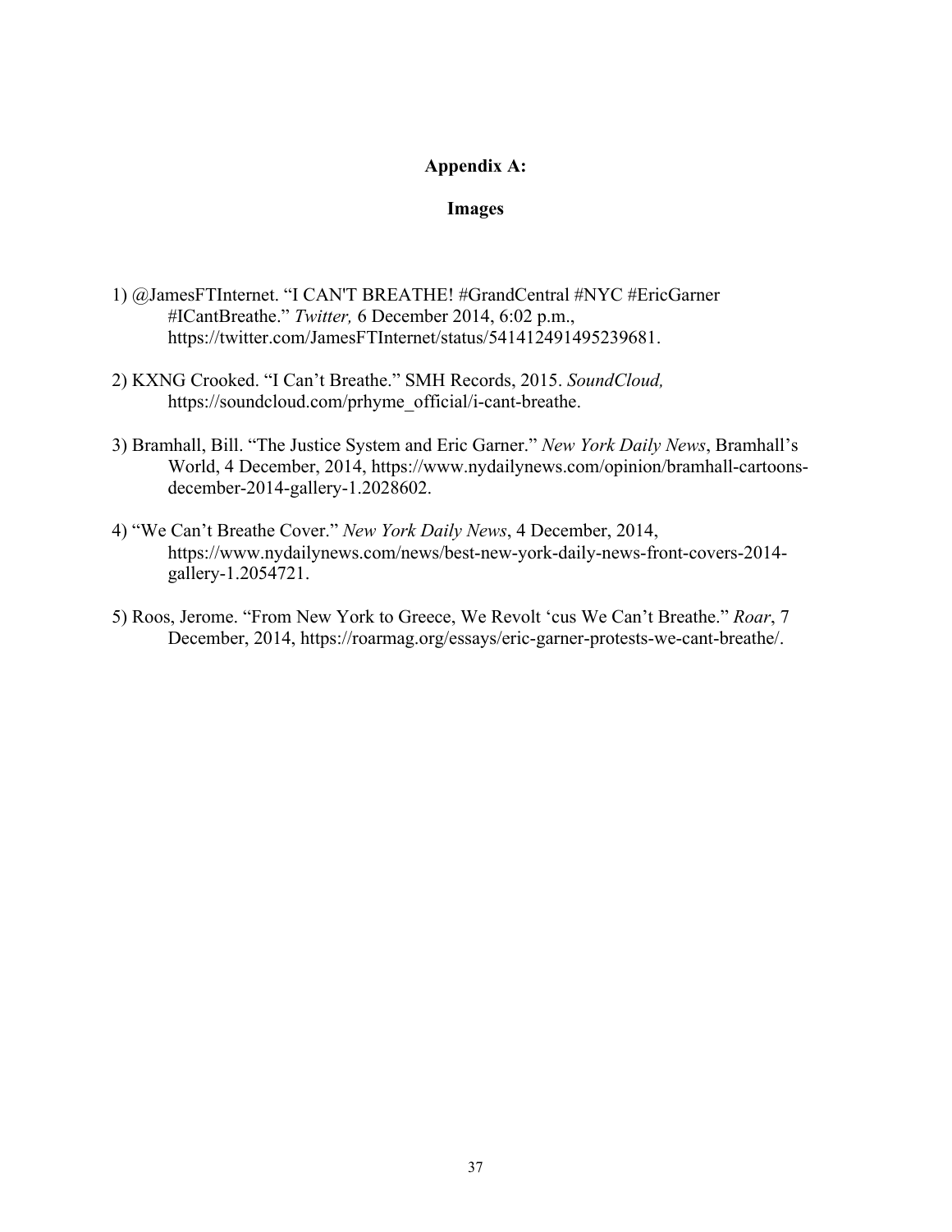# Appendix A:

## Images

1) @JamesFTInternet. "I CAN'T BREATHE! #GrandCentral #NYC #EricGarner #ICantBreathe." *Twitter,* 6 December 2014, 6:02 p.m., https://twitter.com/JamesFTInternet/status/541412491495239681.

2) KXNG Crooked. "I Can't Breathe." SMH Records, 2015. *SoundCloud,* https://soundcloud.com/prhyme_official/i-cant-breathe.

3) Bramhall, Bill. "The Justice System and Eric Garner." *New York Daily News*, Bramhall's World, 4 December, 2014, https://www.nydailynews.com/opinion/bramhall-cartoons-december-2014-gallery-1.2028602.

4) "We Can't Breathe Cover." *New York Daily News*, 4 December, 2014, https://www.nydailynews.com/news/best-new-york-daily-news-front-covers-2014-gallery-1.2054721.

5) Roos, Jerome. "From New York to Greece, We Revolt 'cus We Can't Breathe." *Roar*, 7 December, 2014, https://roarmag.org/essays/eric-garner-protests-we-cant-breathe/.